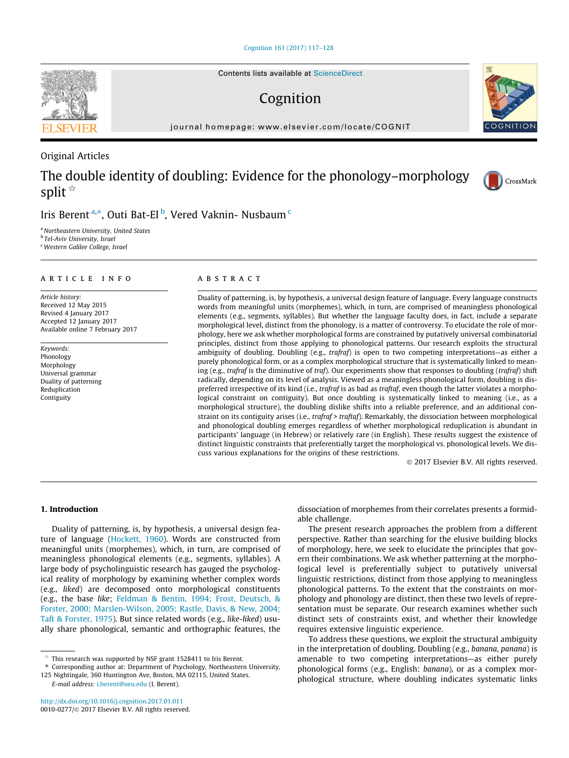Original Articles

# The double identity of doubling: Evidence for the phonology–morphology split ☆

Iris Berent [a,*], Outi Bat-El [b], Vered Vaknin- Nusbaum [c]

[a] Northeastern University, United States
[b] Tel-Aviv University, Israel
[c] Western Galilee College, Israel

ARTICLE INFO

*Article history:*
Received 12 May 2015
Revised 4 January 2017
Accepted 12 January 2017
Available online 7 February 2017

*Keywords:*
Phonology
Morphology
Universal grammar
Duality of patterning
Reduplication
Contiguity

ABSTRACT

Duality of patterning, is, by hypothesis, a universal design feature of language. Every language constructs words from meaningful units (morphemes), which, in turn, are comprised of meaningless phonological elements (e.g., segments, syllables). But whether the language faculty does, in fact, include a separate morphological level, distinct from the phonology, is a matter of controversy. To elucidate the role of morphology, here we ask whether morphological forms are constrained by putatively universal combinatorial principles, distinct from those applying to phonological patterns. Our research exploits the structural ambiguity of doubling. Doubling (e.g., *trafraf*) is open to two competing interpretations—as either a purely phonological form, or as a complex morphological structure that is systematically linked to meaning (e.g., *trafraf* is the diminutive of *traf*). Our experiments show that responses to doubling (*trafraf*) shift radically, depending on its level of analysis. Viewed as a meaningless phonological form, doubling is dispreferred irrespective of its kind (i.e., *trafraf* is as bad as *traftaf*, even though the latter violates a morphological constraint on contiguity). But once doubling is systematically linked to meaning (i.e., as a morphological structure), the doubling dislike shifts into a reliable preference, and an additional constraint on its contiguity arises (i.e., *trafraf* > *traftaf*). Remarkably, the dissociation between morphological and phonological doubling emerges regardless of whether morphological reduplication is abundant in participants' language (in Hebrew) or relatively rare (in English). These results suggest the existence of distinct linguistic constraints that preferentially target the morphological vs. phonological levels. We discuss various explanations for the origins of these restrictions.

© 2017 Elsevier B.V. All rights reserved.

## 1. Introduction

Duality of patterning, is, by hypothesis, a universal design feature of language (Hockett, 1960). Words are constructed from meaningful units (morphemes), which, in turn, are comprised of meaningless phonological elements (e.g., segments, syllables). A large body of psycholinguistic research has gauged the psychological reality of morphology by examining whether complex words (e.g., *liked*) are decomposed onto morphological constituents (e.g., the base *like*; Feldman & Bentin, 1994; Frost, Deutsch, & Forster, 2000; Marslen-Wilson, 2005; Rastle, Davis, & New, 2004; Taft & Forster, 1975). But since related words (e.g., *like-liked*) usually share phonological, semantic and orthographic features, the dissociation of morphemes from their correlates presents a formidable challenge.

The present research approaches the problem from a different perspective. Rather than searching for the elusive building blocks of morphology, here, we seek to elucidate the principles that govern their combinations. We ask whether patterning at the morphological level is preferentially subject to putatively universal linguistic restrictions, distinct from those applying to meaningless phonological patterns. To the extent that the constraints on morphology and phonology are distinct, then these two levels of representation must be separate. Our research examines whether such distinct sets of constraints exist, and whether their knowledge requires extensive linguistic experience.

To address these questions, we exploit the structural ambiguity in the interpretation of doubling. Doubling (e.g., *banana, panana*) is amenable to two competing interpretations—as either purely phonological forms (e.g., English: *banana*), or as a complex morphological structure, where doubling indicates systematic links

☆ This research was supported by NSF grant 1528411 to Iris Berent.
* Corresponding author at: Department of Psychology, Northeastern University, 125 Nightingale, 360 Huntington Ave, Boston, MA 02115, United States.
*E-mail address:* i.berent@neu.edu (I. Berent).

http://dx.doi.org/10.1016/j.cognition.2017.01.011
0010-0277/© 2017 Elsevier B.V. All rights reserved.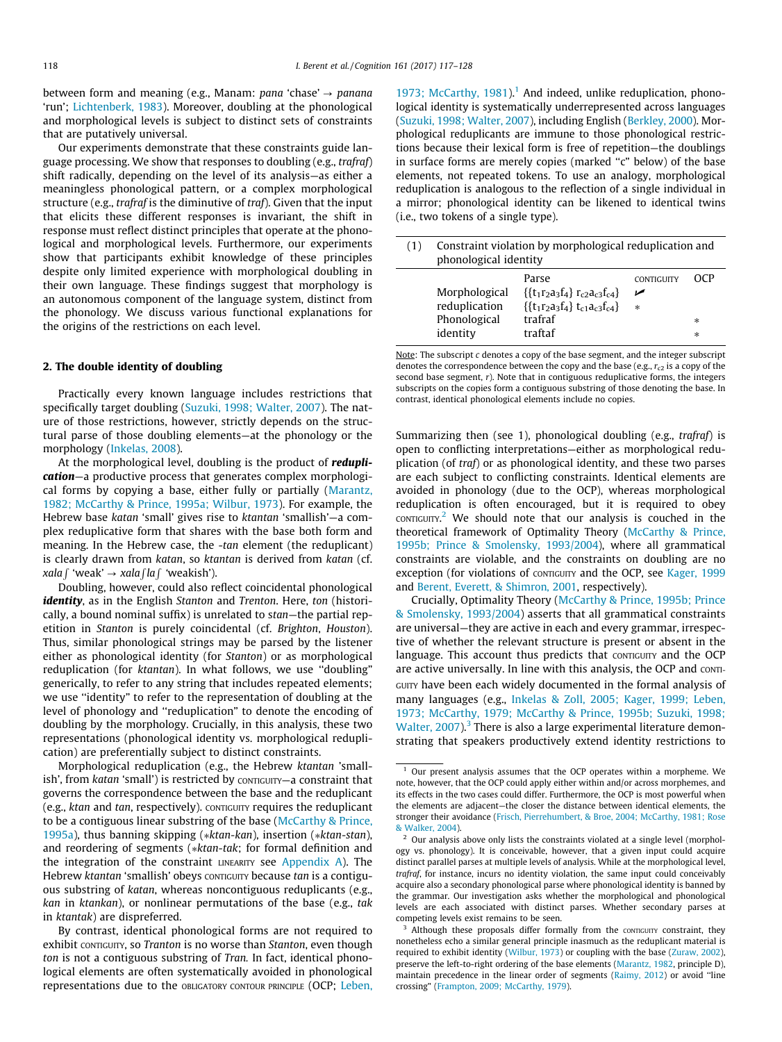between form and meaning (e.g., Manam: *pana* 'chase' → *panana* 'run'; Lichtenberk, 1983). Moreover, doubling at the phonological and morphological levels is subject to distinct sets of constraints that are putatively universal.

Our experiments demonstrate that these constraints guide language processing. We show that responses to doubling (e.g., *trafraf*) shift radically, depending on the level of its analysis—as either a meaningless phonological pattern, or a complex morphological structure (e.g., *trafraf* is the diminutive of *traf*). Given that the input that elicits these different responses is invariant, the shift in response must reflect distinct principles that operate at the phonological and morphological levels. Furthermore, our experiments show that participants exhibit knowledge of these principles despite only limited experience with morphological doubling in their own language. These findings suggest that morphology is an autonomous component of the language system, distinct from the phonology. We discuss various functional explanations for the origins of the restrictions on each level.

## 2. The double identity of doubling

Practically every known language includes restrictions that specifically target doubling (Suzuki, 1998; Walter, 2007). The nature of those restrictions, however, strictly depends on the structural parse of those doubling elements—at the phonology or the morphology (Inkelas, 2008).

At the morphological level, doubling is the product of ***reduplication***—a productive process that generates complex morphological forms by copying a base, either fully or partially (Marantz, 1982; McCarthy & Prince, 1995a; Wilbur, 1973). For example, the Hebrew base *katan* 'small' gives rise to *ktantan* 'smallish'—a complex reduplicative form that shares with the base both form and meaning. In the Hebrew case, the *-tan* element (the reduplicant) is clearly drawn from *katan*, so *ktantan* is derived from *katan* (cf. *xalaʃ* 'weak' → *xalaʃlaʃ* 'weakish').

Doubling, however, could also reflect coincidental phonological ***identity***, as in the English *Stanton* and *Trenton*. Here, *ton* (historically, a bound nominal suffix) is unrelated to *stan*—the partial repetition in *Stanton* is purely coincidental (cf. *Brighton*, *Houston*). Thus, similar phonological strings may be parsed by the listener either as phonological identity (for *Stanton*) or as morphological reduplication (for *ktantan*). In what follows, we use "doubling" generically, to refer to any string that includes repeated elements; we use "identity" to refer to the representation of doubling at the level of phonology and "reduplication" to denote the encoding of doubling by the morphology. Crucially, in this analysis, these two representations (phonological identity vs. morphological reduplication) are preferentially subject to distinct constraints.

Morphological reduplication (e.g., the Hebrew *ktantan* 'smallish', from *katan* 'small') is restricted by CONTIGUITY—a constraint that governs the correspondence between the base and the reduplicant (e.g., *ktan* and *tan*, respectively). CONTIGUITY requires the reduplicant to be a contiguous linear substring of the base (McCarthy & Prince, 1995a), thus banning skipping (**ktan-kan*), insertion (**ktan-stan*), and reordering of segments (**ktan-tak*; for formal definition and the integration of the constraint LINEARITY see Appendix A). The Hebrew *ktantan* 'smallish' obeys CONTIGUITY because *tan* is a contiguous substring of *katan*, whereas noncontiguous reduplicants (e.g., *kan* in *ktankan*), or nonlinear permutations of the base (e.g., *tak* in *ktantak*) are dispreferred.

By contrast, identical phonological forms are not required to exhibit CONTIGUITY, so *Tranton* is no worse than *Stanton*, even though *ton* is not a contiguous substring of *Tran*. In fact, identical phonological elements are often systematically avoided in phonological representations due to the OBLIGATORY CONTOUR PRINCIPLE (OCP; Leben, 1973; McCarthy, 1981).[1] And indeed, unlike reduplication, phonological identity is systematically underrepresented across languages (Suzuki, 1998; Walter, 2007), including English (Berkley, 2000). Morphological reduplicants are immune to those phonological restrictions because their lexical form is free of repetition—the doublings in surface forms are merely copies (marked "c" below) of the base elements, not repeated tokens. To use an analogy, morphological reduplication is analogous to the reflection of a single individual in a mirror; phonological identity can be likened to identical twins (i.e., two tokens of a single type).

(1) Constraint violation by morphological reduplication and phonological identity

| | Parse | CONTIGUITY | OCP |
|---|---|---|---|
| Morphological reduplication | $\{\{t_1r_2a_3f_4\}\ r_{c2}a_{c3}f_{c4}\}$ | ✓ | |
| | $\{\{t_1r_2a_3f_4\}\ t_{c1}a_{c3}f_{c4}\}$ | * | |
| Phonological identity | trafraf | | * |
| | traftaf | | * |

Note: The subscript *c* denotes a copy of the base segment, and the integer subscript denotes the correspondence between the copy and the base (e.g., $r_{c2}$ is a copy of the second base segment, *r*). Note that in contiguous reduplicative forms, the integers subscripts on the copies form a contiguous substring of those denoting the base. In contrast, identical phonological elements include no copies.

Summarizing then (see 1), phonological doubling (e.g., *trafraf*) is open to conflicting interpretations—either as morphological reduplication (of *traf*) or as phonological identity, and these two parses are each subject to conflicting constraints. Identical elements are avoided in phonology (due to the OCP), whereas morphological reduplication is often encouraged, but it is required to obey CONTIGUITY.[2] We should note that our analysis is couched in the theoretical framework of Optimality Theory (McCarthy & Prince, 1995b; Prince & Smolensky, 1993/2004), where all grammatical constraints are violable, and the constraints on doubling are no exception (for violations of CONTIGUITY and the OCP, see Kager, 1999 and Berent, Everett, & Shimron, 2001, respectively).

Crucially, Optimality Theory (McCarthy & Prince, 1995b; Prince & Smolensky, 1993/2004) asserts that all grammatical constraints are universal—they are active in each and every grammar, irrespective of whether the relevant structure is present or absent in the language. This account thus predicts that CONTIGUITY and the OCP are active universally. In line with this analysis, the OCP and CONTIGUITY have been each widely documented in the formal analysis of many languages (e.g., Inkelas & Zoll, 2005; Kager, 1999; Leben, 1973; McCarthy, 1979; McCarthy & Prince, 1995b; Suzuki, 1998; Walter, 2007).[3] There is also a large experimental literature demonstrating that speakers productively extend identity restrictions to

---

[1] Our present analysis assumes that the OCP operates within a morpheme. We note, however, that the OCP could apply either within and/or across morphemes, and its effects in the two cases could differ. Furthermore, the OCP is most powerful when the elements are adjacent—the closer the distance between identical elements, the stronger their avoidance (Frisch, Pierrehumbert, & Broe, 2004; McCarthy, 1981; Rose & Walker, 2004).

[2] Our analysis above only lists the constraints violated at a single level (morphology vs. phonology). It is conceivable, however, that a given input could acquire distinct parallel parses at multiple levels of analysis. While at the morphological level, *trafraf*, for instance, incurs no identity violation, the same input could conceivably acquire also a secondary phonological parse where phonological identity is banned by the grammar. Our investigation asks whether the morphological and phonological levels are each associated with distinct parses. Whether secondary parses at competing levels exist remains to be seen.

[3] Although these proposals differ formally from the CONTIGUITY constraint, they nonetheless echo a similar general principle inasmuch as the reduplicant material is required to exhibit identity (Wilbur, 1973) or coupling with the base (Zuraw, 2002), preserve the left-to-right ordering of the base elements (Marantz, 1982, principle D), maintain precedence in the linear order of segments (Raimy, 2012) or avoid "line crossing" (Frampton, 2009; McCarthy, 1979).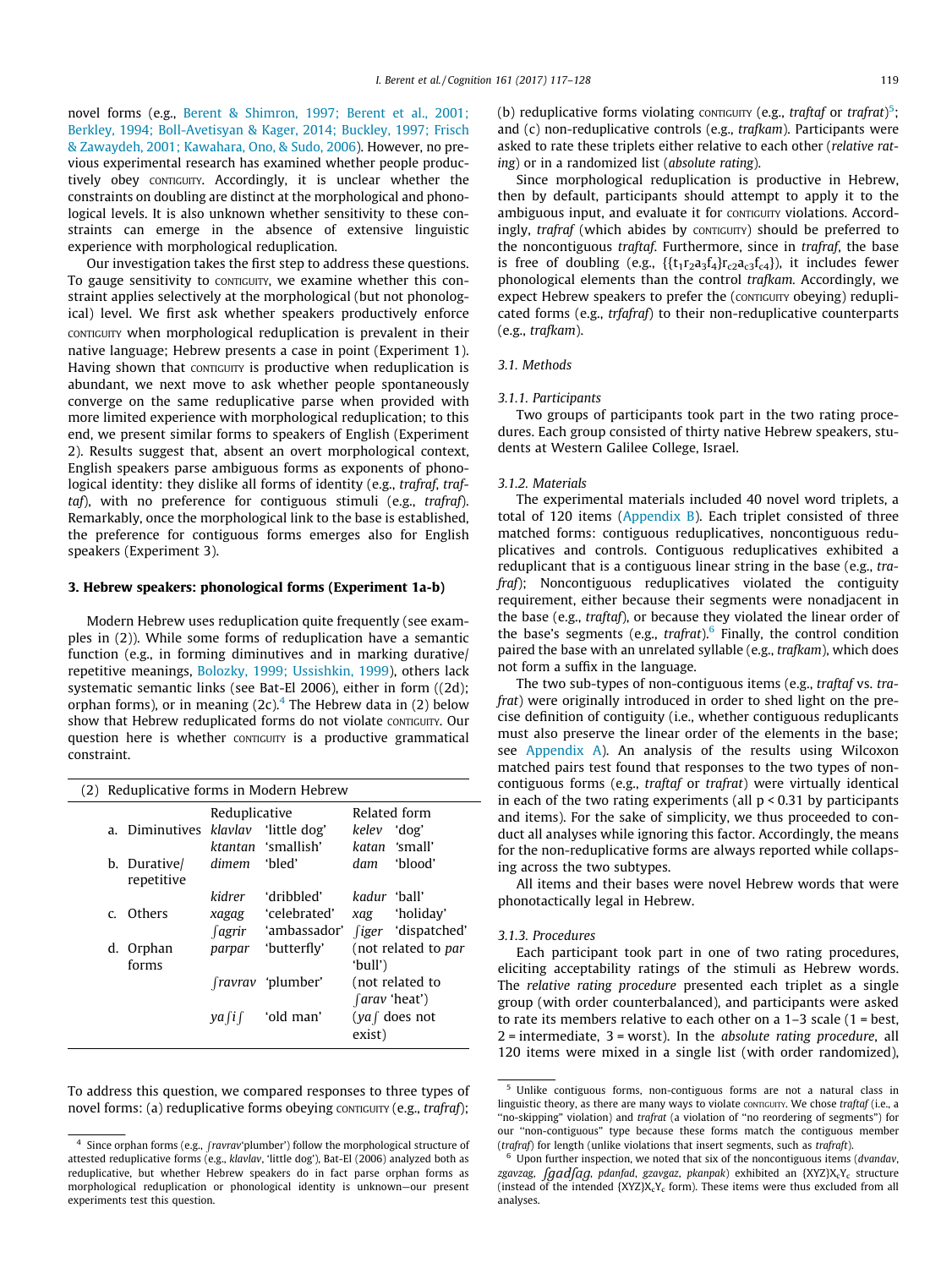novel forms (e.g., Berent & Shimron, 1997; Berent et al., 2001; Berkley, 1994; Boll-Avetisyan & Kager, 2014; Buckley, 1997; Frisch & Zawaydeh, 2001; Kawahara, Ono, & Sudo, 2006). However, no previous experimental research has examined whether people productively obey CONTIGUITY. Accordingly, it is unclear whether the constraints on doubling are distinct at the morphological and phonological levels. It is also unknown whether sensitivity to these constraints can emerge in the absence of extensive linguistic experience with morphological reduplication.

Our investigation takes the first step to address these questions. To gauge sensitivity to CONTIGUITY, we examine whether this constraint applies selectively at the morphological (but not phonological) level. We first ask whether speakers productively enforce CONTIGUITY when morphological reduplication is prevalent in their native language; Hebrew presents a case in point (Experiment 1). Having shown that CONTIGUITY is productive when reduplication is abundant, we next move to ask whether people spontaneously converge on the same reduplicative parse when provided with more limited experience with morphological reduplication; to this end, we present similar forms to speakers of English (Experiment 2). Results suggest that, absent an overt morphological context, English speakers parse ambiguous forms as exponents of phonological identity: they dislike all forms of identity (e.g., *trafraf*, *traftaf*), with no preference for contiguous stimuli (e.g., *trafraf*). Remarkably, once the morphological link to the base is established, the preference for contiguous forms emerges also for English speakers (Experiment 3).

## 3. Hebrew speakers: phonological forms (Experiment 1a-b)

Modern Hebrew uses reduplication quite frequently (see examples in (2)). While some forms of reduplication have a semantic function (e.g., in forming diminutives and in marking durative/repetitive meanings, Bolozky, 1999; Ussishkin, 1999), others lack systematic semantic links (see Bat-El 2006), either in form ((2d); orphan forms), or in meaning (2c).[4] The Hebrew data in (2) below show that Hebrew reduplicated forms do not violate CONTIGUITY. Our question here is whether CONTIGUITY is a productive grammatical constraint.

(2) Reduplicative forms in Modern Hebrew

| | | Reduplicative | | Related form | |
|---|---|---|---|---|---|
| a. | Diminutives | *klavlav* | 'little dog' | *kelev* | 'dog' |
| | | *ktantan* | 'smallish' | *katan* | 'small' |
| b. | Durative/repetitive | *dimem* | 'bled' | *dam* | 'blood' |
| | | *kidrer* | 'dribbled' | *kadur* | 'ball' |
| c. | Others | *xagag* | 'celebrated' | *xag* | 'holiday' |
| | | *ʃagrir* | 'ambassador' | *ʃiger* | 'dispatched' |
| d. | Orphan forms | *parpar* | 'butterfly' | (not related to *par* 'bull') | |
| | | *ʃravrav* | 'plumber' | (not related to *ʃarav* 'heat') | |
| | | *yaʃiʃ* | 'old man' | (*yaʃ* does not exist) | |

To address this question, we compared responses to three types of novel forms: (a) reduplicative forms obeying CONTIGUITY (e.g., *trafraf*); (b) reduplicative forms violating CONTIGUITY (e.g., *traftaf* or *trafrat*)[5]; and (c) non-reduplicative controls (e.g., *trafkam*). Participants were asked to rate these triplets either relative to each other (*relative rating*) or in a randomized list (*absolute rating*).

Since morphological reduplication is productive in Hebrew, then by default, participants should attempt to apply it to the ambiguous input, and evaluate it for CONTIGUITY violations. Accordingly, *trafraf* (which abides by CONTIGUITY) should be preferred to the noncontiguous *traftaf*. Furthermore, since in *trafraf*, the base is free of doubling (e.g., $\{\{t_1r_2a_3f_4\}r_{c2}a_{c3}f_{c4}\}$), it includes fewer phonological elements than the control *trafkam*. Accordingly, we expect Hebrew speakers to prefer the (CONTIGUITY obeying) reduplicated forms (e.g., *trfafraf*) to their non-reduplicative counterparts (e.g., *trafkam*).

### 3.1. Methods

#### 3.1.1. Participants

Two groups of participants took part in the two rating procedures. Each group consisted of thirty native Hebrew speakers, students at Western Galilee College, Israel.

#### 3.1.2. Materials

The experimental materials included 40 novel word triplets, a total of 120 items (Appendix B). Each triplet consisted of three matched forms: contiguous reduplicatives, noncontiguous reduplicatives and controls. Contiguous reduplicatives exhibited a reduplicant that is a contiguous linear string in the base (e.g., *trafraf*); Noncontiguous reduplicatives violated the contiguity requirement, either because their segments were nonadjacent in the base (e.g., *traftaf*), or because they violated the linear order of the base's segments (e.g., *trafrat*).[6] Finally, the control condition paired the base with an unrelated syllable (e.g., *trafkam*), which does not form a suffix in the language.

The two sub-types of non-contiguous items (e.g., *traftaf* vs. *trafrat*) were originally introduced in order to shed light on the precise definition of contiguity (i.e., whether contiguous reduplicants must also preserve the linear order of the elements in the base; see Appendix A). An analysis of the results using Wilcoxon matched pairs test found that responses to the two types of noncontiguous forms (e.g., *traftaf* or *trafrat*) were virtually identical in each of the two rating experiments (all $p < 0.31$ by participants and items). For the sake of simplicity, we thus proceeded to conduct all analyses while ignoring this factor. Accordingly, the means for the non-reduplicative forms are always reported while collapsing across the two subtypes.

All items and their bases were novel Hebrew words that were phonotactically legal in Hebrew.

#### 3.1.3. Procedures

Each participant took part in one of two rating procedures, eliciting acceptability ratings of the stimuli as Hebrew words. The *relative rating procedure* presented each triplet as a single group (with order counterbalanced), and participants were asked to rate its members relative to each other on a 1–3 scale (1 = best, 2 = intermediate, 3 = worst). In the *absolute rating procedure*, all 120 items were mixed in a single list (with order randomized),

---

[4] Since orphan forms (e.g., *ʃravrav*'plumber') follow the morphological structure of attested reduplicative forms (e.g., *klavlav*, 'little dog'), Bat-El (2006) analyzed both as reduplicative, but whether Hebrew speakers do in fact parse orphan forms as morphological reduplication or phonological identity is unknown—our present experiments test this question.

[5] Unlike contiguous forms, non-contiguous forms are not a natural class in linguistic theory, as there are many ways to violate CONTIGUITY. We chose *traftaf* (i.e., a "no-skipping" violation) and *trafrat* (a violation of "no reordering of segments") for our "non-contiguous" type because these forms match the contiguous member (*trafraf*) for length (unlike violations that insert segments, such as *trafraft*).

[6] Upon further inspection, we noted that six of the noncontiguous items (*dvandav*, *zgavzag*, *ʃgadʃag*, *pdanfad*, *gzavgaz*, *pkanpak*) exhibited an $\{XYZ\}X_cY_c$ structure (instead of the intended $\{XYZ\}X_cZ_c$ form). These items were thus excluded from all analyses.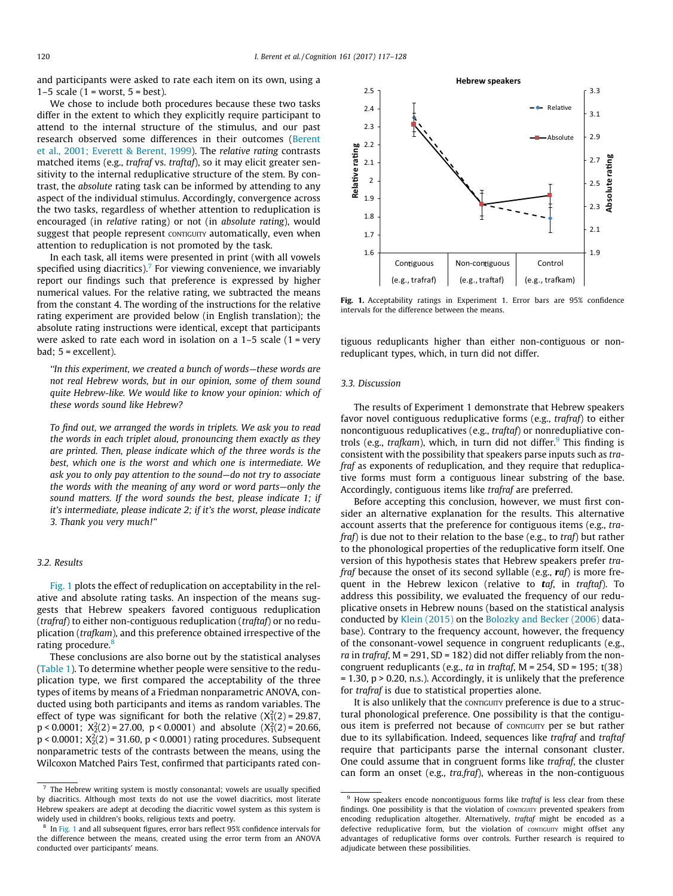and participants were asked to rate each item on its own, using a 1–5 scale (1 = worst, 5 = best).

We chose to include both procedures because these two tasks differ in the extent to which they explicitly require participant to attend to the internal structure of the stimulus, and our past research observed some differences in their outcomes (Berent et al., 2001; Everett & Berent, 1999). The *relative rating* contrasts matched items (e.g., *trafraf* vs. *traftaf*), so it may elicit greater sensitivity to the internal reduplicative structure of the stem. By contrast, the *absolute* rating task can be informed by attending to any aspect of the individual stimulus. Accordingly, convergence across the two tasks, regardless of whether attention to reduplication is encouraged (in *relative* rating) or not (in *absolute rating*), would suggest that people represent CONTIGUITY automatically, even when attention to reduplication is not promoted by the task.

In each task, all items were presented in print (with all vowels specified using diacritics).[7] For viewing convenience, we invariably report our findings such that preference is expressed by higher numerical values. For the relative rating, we subtracted the means from the constant 4. The wording of the instructions for the relative rating experiment are provided below (in English translation); the absolute rating instructions were identical, except that participants were asked to rate each word in isolation on a 1–5 scale (1 = very bad; 5 = excellent).

> *"In this experiment, we created a bunch of words—these words are not real Hebrew words, but in our opinion, some of them sound quite Hebrew-like. We would like to know your opinion: which of these words sound like Hebrew?*
>
> *To find out, we arranged the words in triplets. We ask you to read the words in each triplet aloud, pronouncing them exactly as they are printed. Then, please indicate which of the three words is the best, which one is the worst and which one is intermediate. We ask you to only pay attention to the sound—do not try to associate the words with the meaning of any word or word parts—only the sound matters. If the word sounds the best, please indicate 1; if it's intermediate, please indicate 2; if it's the worst, please indicate 3. Thank you very much!"*

### 3.2. Results

Fig. 1 plots the effect of reduplication on acceptability in the relative and absolute rating tasks. An inspection of the means suggests that Hebrew speakers favored contiguous reduplication (*trafraf*) to either non-contiguous reduplication (*traftaf*) or no reduplication (*trafkam*), and this preference obtained irrespective of the rating procedure.[8]

These conclusions are also borne out by the statistical analyses (Table 1). To determine whether people were sensitive to the reduplication type, we first compared the acceptability of the three types of items by means of a Friedman nonparametric ANOVA, conducted using both participants and items as random variables. The effect of type was significant for both the relative ($X_1^2(2) = 29.87$, $p < 0.0001$; $X_2^2(2) = 27.00$, $p < 0.0001$) and absolute ($X_1^2(2) = 20.66$, $p < 0.0001$; $X_2^2(2) = 31.60$, $p < 0.0001$) rating procedures. Subsequent nonparametric tests of the contrasts between the means, using the Wilcoxon Matched Pairs Test, confirmed that participants rated contiguous reduplicants higher than either non-contiguous or non-reduplicant types, which, in turn did not differ.

Hebrew speakers

Relative rating

Absolute rating

Relative

Absolute

2.5, 2.4, 2.3, 2.2, 2.1, 2, 1.9, 1.8, 1.7, 1.6

3.3, 3.1, 2.9, 2.7, 2.5, 2.3, 2.1, 1.9

Contiguous (e.g., trafraf)

Non-contiguous (e.g., traftaf)

Control (e.g., trafkam)

**Fig. 1.** Acceptability ratings in Experiment 1. Error bars are 95% confidence intervals for the difference between the means.

### 3.3. Discussion

The results of Experiment 1 demonstrate that Hebrew speakers favor novel contiguous reduplicative forms (e.g., *trafraf*) to either noncontiguous reduplicatives (e.g., *traftaf*) or nonredupliative controls (e.g., *trafkam*), which, in turn did not differ.[9] This finding is consistent with the possibility that speakers parse inputs such as *trafraf* as exponents of reduplication, and they require that reduplicative forms must form a contiguous linear substring of the base. Accordingly, contiguous items like *trafraf* are preferred.

Before accepting this conclusion, however, we must first consider an alternative explanation for the results. This alternative account asserts that the preference for contiguous items (e.g., *trafraf*) is due not to their relation to the base (e.g., to *traf*) but rather to the phonological properties of the reduplicative form itself. One version of this hypothesis states that Hebrew speakers prefer *trafraf* because the onset of its second syllable (e.g., ***r**af*) is more frequent in the Hebrew lexicon (relative to ***t**af*, in *traftaf*). To address this possibility, we evaluated the frequency of our reduplicative onsets in Hebrew nouns (based on the statistical analysis conducted by Klein (2015) on the Bolozky and Becker (2006) database). Contrary to the frequency account, however, the frequency of the consonant-vowel sequence in congruent reduplicants (e.g., *ra* in *trafraf*, M = 291, SD = 182) did not differ reliably from the noncongruent reduplicants (e.g., *ta* in *traftaf*, M = 254, SD = 195; $t(38) = 1.30$, $p > 0.20$, n.s.). Accordingly, it is unlikely that the preference for *trafraf* is due to statistical properties alone.

It is also unlikely that the CONTIGUITY preference is due to a structural phonological preference. One possibility is that the contiguous item is preferred not because of CONTIGUITY per se but rather due to its syllabification. Indeed, sequences like *trafraf* and *traftaf* require that participants parse the internal consonant cluster. One could assume that in congruent forms like *trafraf*, the cluster can form an onset (e.g., *tra.fraf*), whereas in the non-contiguous

---

[7] The Hebrew writing system is mostly consonantal; vowels are usually specified by diacritics. Although most texts do not use the vowel diacritics, most literate Hebrew speakers are adept at decoding the diacritic vowel system as this system is widely used in children's books, religious texts and poetry.

[8] In Fig. 1 and all subsequent figures, error bars reflect 95% confidence intervals for the difference between the means, created using the error term from an ANOVA conducted over participants' means.

[9] How speakers encode noncontiguous forms like *traftaf* is less clear from these findings. One possibility is that the violation of CONTIGUITY prevented speakers from encoding reduplication altogether. Alternatively, *traftaf* might be encoded as a defective reduplicative form, but the violation of CONTIGUITY might offset any advantages of reduplicative forms over controls. Further research is required to adjudicate between these possibilities.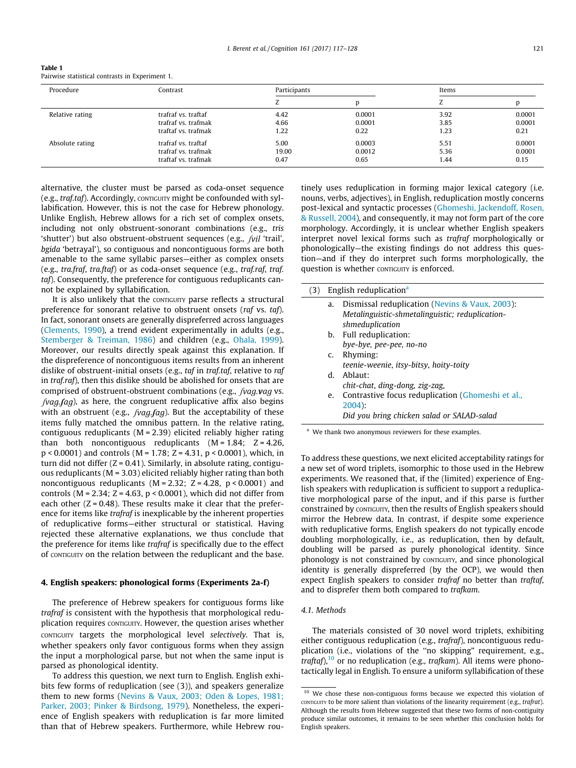**Table 1**
Pairwise statistical contrasts in Experiment 1.

| Procedure | Contrast | Participants | | Items | |
|---|---|---|---|---|---|
| | | Z | p | Z | p |
| Relative rating | trafraf vs. traftaf | 4.42 | 0.0001 | 3.92 | 0.0001 |
| | trafraf vs. trafmak | 4.66 | 0.0001 | 3.85 | 0.0001 |
| | traftaf vs. trafmak | 1.22 | 0.22 | 1.23 | 0.21 |
| Absolute rating | trafraf vs. traftaf | 5.00 | 0.0003 | 5.51 | 0.0001 |
| | trafraf vs. trafmak | 19.00 | 0.0012 | 5.36 | 0.0001 |
| | traftaf vs. trafmak | 0.47 | 0.65 | 1.44 | 0.15 |

alternative, the cluster must be parsed as coda-onset sequence (e.g., *traf.taf*). Accordingly, CONTIGUITY might be confounded with syllabification. However, this is not the case for Hebrew phonology. Unlike English, Hebrew allows for a rich set of complex onsets, including not only obstruent-sonorant combinations (e.g., *tris* 'shutter') but also obstruent-obstruent sequences (e.g., *ʃvil* 'trail', *bgida* 'betrayal'), so contiguous and noncontiguous forms are both amenable to the same syllabic parses—either as complex onsets (e.g., *tra.fraf*, *tra.ftaf*) or as coda-onset sequence (e.g., *traf.raf*, *traf.taf*). Consequently, the preference for contiguous reduplicants cannot be explained by syllabification.

It is also unlikely that the CONTIGUITY parse reflects a structural preference for sonorant relative to obstruent onsets (*raf* vs. *taf*). In fact, sonorant onsets are generally dispreferred across languages (Clements, 1990), a trend evident experimentally in adults (e.g., Stemberger & Treiman, 1986) and children (e.g., Ohala, 1999). Moreover, our results directly speak against this explanation. If the dispreference of noncontiguous items results from an inherent dislike of obstruent-initial onsets (e.g., *taf* in *traf.taf*, relative to *raf* in *traf.raf*), then this dislike should be abolished for onsets that are comprised of obstruent-obstruent combinations (e.g., *ʃvag.**v**ag* vs. *ʃvag.**ʃ**ag*), as here, the congruent reduplicative affix also begins with an obstruent (e.g., *ʃvag.ʃag*). But the acceptability of these items fully matched the omnibus pattern. In the relative rating, contiguous reduplicants (M = 2.39) elicited reliably higher rating than both noncontiguous reduplicants (M = 1.84; Z = 4.26, $p < 0.0001$) and controls (M = 1.78; Z = 4.31, $p < 0.0001$), which, in turn did not differ (Z = 0.41). Similarly, in absolute rating, contiguous reduplicants (M = 3.03) elicited reliably higher rating than both noncontiguous reduplicants (M = 2.32; Z = 4.28, $p < 0.0001$) and controls (M = 2.34; Z = 4.63, $p < 0.0001$), which did not differ from each other (Z = 0.48). These results make it clear that the preference for items like *trafraf* is inexplicable by the inherent properties of reduplicative forms—either structural or statistical. Having rejected these alternative explanations, we thus conclude that the preference for items like *trafraf* is specifically due to the effect of CONTIGUITY on the relation between the reduplicant and the base.

## 4. English speakers: phonological forms (Experiments 2a-f)

The preference of Hebrew speakers for contiguous forms like *trafraf* is consistent with the hypothesis that morphological reduplication requires CONTIGUITY. However, the question arises whether CONTIGUITY targets the morphological level *selectively*. That is, whether speakers only favor contiguous forms when they assign the input a morphological parse, but not when the same input is parsed as phonological identity.

To address this question, we next turn to English. English exhibits few forms of reduplication (see (3)), and speakers generalize them to new forms (Nevins & Vaux, 2003; Oden & Lopes, 1981; Parker, 2003; Pinker & Birdsong, 1979). Nonetheless, the experience of English speakers with reduplication is far more limited than that of Hebrew speakers. Furthermore, while Hebrew routinely uses reduplication in forming major lexical category (i.e. nouns, verbs, adjectives), in English, reduplication mostly concerns post-lexical and syntactic processes (Ghomeshi, Jackendoff, Rosen, & Russell, 2004), and consequently, it may not form part of the core morphology. Accordingly, it is unclear whether English speakers interpret novel lexical forms such as *trafraf* morphologically or phonologically—the existing findings do not address this question—and if they do interpret such forms morphologically, the question is whether CONTIGUITY is enforced.

(3) English reduplication[a]

a. Dismissal reduplication (Nevins & Vaux, 2003): *Metalinguistic-shmetalinguistic; reduplication-shmeduplication*
b. Full reduplication: *bye-bye, pee-pee, no-no*
c. Rhyming: *teenie-weenie, itsy-bitsy, hoity-toity*
d. Ablaut: *chit-chat, ding-dong, zig-zag,*
e. Contrastive focus reduplication (Ghomeshi et al., 2004): *Did you bring chicken salad or SALAD-salad*

[a] We thank two anonymous reviewers for these examples.

To address these questions, we next elicited acceptability ratings for a new set of word triplets, isomorphic to those used in the Hebrew experiments. We reasoned that, if the (limited) experience of English speakers with reduplication is sufficient to support a reduplicative morphological parse of the input, and if this parse is further constrained by CONTIGUITY, then the results of English speakers should mirror the Hebrew data. In contrast, if despite some experience with reduplicative forms, English speakers do not typically encode doubling morphologically, i.e., as reduplication, then by default, doubling will be parsed as purely phonological identity. Since phonology is not constrained by CONTIGUITY, and since phonological identity is generally dispreferred (by the OCP), we would then expect English speakers to consider *trafraf* no better than *traftaf*, and to disprefer them both compared to *trafkam*.

### 4.1. Methods

The materials consisted of 30 novel word triplets, exhibiting either contiguous reduplication (e.g., *trafraf*), noncontiguous reduplication (i.e., violations of the "no skipping" requirement, e.g., *traftaf*),[10] or no reduplication (e.g., *trafkam*). All items were phonotactically legal in English. To ensure a uniform syllabification of these

[10] We chose these non-contiguous forms because we expected this violation of CONTIGUITY to be more salient than violations of the linearity requirement (e.g., *trafrat*). Although the results from Hebrew suggested that these two forms of non-contiguity produce similar outcomes, it remains to be seen whether this conclusion holds for English speakers.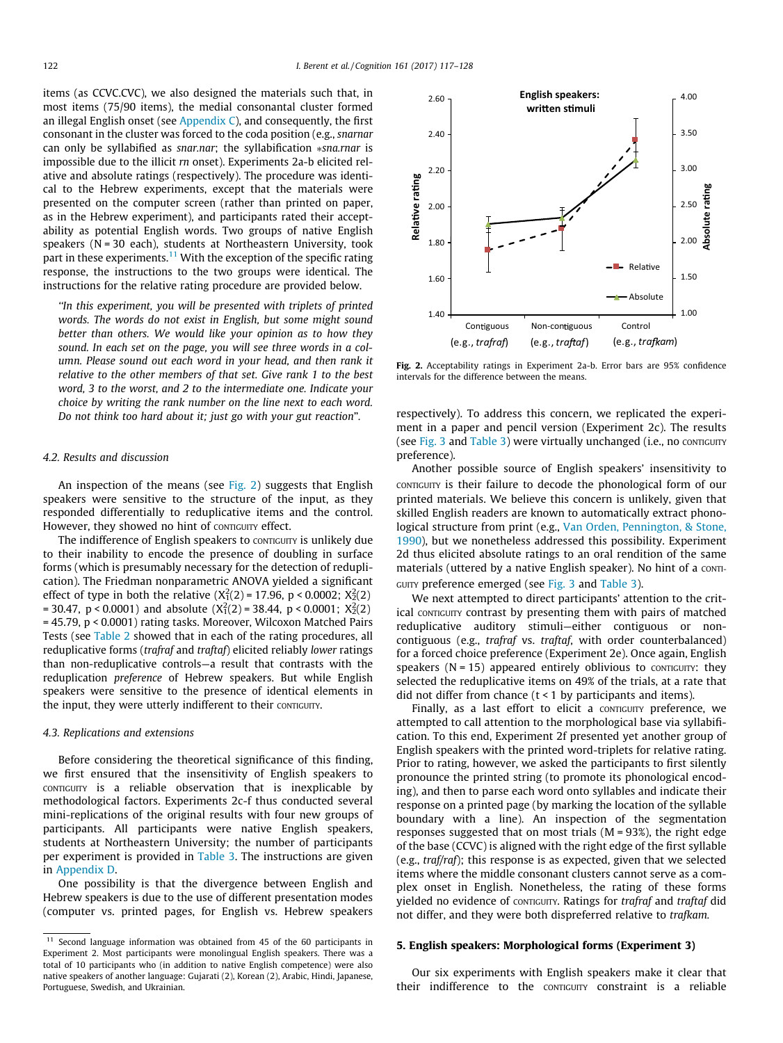items (as CCVC.CVC), we also designed the materials such that, in most items (75/90 items), the medial consonantal cluster formed an illegal English onset (see Appendix C), and consequently, the first consonant in the cluster was forced to the coda position (e.g., *snarnar* can only be syllabified as *snar.nar*; the syllabification ∗*sna.rnar* is impossible due to the illicit *rn* onset). Experiments 2a-b elicited relative and absolute ratings (respectively). The procedure was identical to the Hebrew experiments, except that the materials were presented on the computer screen (rather than printed on paper, as in the Hebrew experiment), and participants rated their acceptability as potential English words. Two groups of native English speakers (N = 30 each), students at Northeastern University, took part in these experiments.[11] With the exception of the specific rating response, the instructions to the two groups were identical. The instructions for the relative rating procedure are provided below.

> *"In this experiment, you will be presented with triplets of printed words. The words do not exist in English, but some might sound better than others. We would like your opinion as to how they sound. In each set on the page, you will see three words in a column. Please sound out each word in your head, and then rank it relative to the other members of that set. Give rank 1 to the best word, 3 to the worst, and 2 to the intermediate one. Indicate your choice by writing the rank number on the line next to each word. Do not think too hard about it; just go with your gut reaction*".

### 4.2. Results and discussion

An inspection of the means (see Fig. 2) suggests that English speakers were sensitive to the structure of the input, as they responded differentially to reduplicative items and the control. However, they showed no hint of CONTIGUITY effect.

The indifference of English speakers to CONTIGUITY is unlikely due to their inability to encode the presence of doubling in surface forms (which is presumably necessary for the detection of reduplication). The Friedman nonparametric ANOVA yielded a significant effect of type in both the relative ($X_1^2(2) = 17.96$, $p < 0.0002$; $X_2^2(2) = 30.47$, $p < 0.0001$) and absolute ($X_1^2(2) = 38.44$, $p < 0.0001$; $X_2^2(2) = 45.79$, $p < 0.0001$) rating tasks. Moreover, Wilcoxon Matched Pairs Tests (see Table 2 showed that in each of the rating procedures, all reduplicative forms (*trafraf* and *traftaf*) elicited reliably *lower* ratings than non-reduplicative controls—a result that contrasts with the reduplication *preference* of Hebrew speakers. But while English speakers were sensitive to the presence of identical elements in the input, they were utterly indifferent to their CONTIGUITY.

### 4.3. Replications and extensions

Before considering the theoretical significance of this finding, we first ensured that the insensitivity of English speakers to CONTIGUITY is a reliable observation that is inexplicable by methodological factors. Experiments 2c-f thus conducted several mini-replications of the original results with four new groups of participants. All participants were native English speakers, students at Northeastern University; the number of participants per experiment is provided in Table 3. The instructions are given in Appendix D.

One possibility is that the divergence between English and Hebrew speakers is due to the use of different presentation modes (computer vs. printed pages, for English vs. Hebrew speakers

Fig. 2. Acceptability ratings in Experiment 2a-b. Error bars are 95% confidence intervals for the difference between the means.

respectively). To address this concern, we replicated the experiment in a paper and pencil version (Experiment 2c). The results (see Fig. 3 and Table 3) were virtually unchanged (i.e., no CONTIGUITY preference).

Another possible source of English speakers' insensitivity to CONTIGUITY is their failure to decode the phonological form of our printed materials. We believe this concern is unlikely, given that skilled English readers are known to automatically extract phonological structure from print (e.g., Van Orden, Pennington, & Stone, 1990), but we nonetheless addressed this possibility. Experiment 2d thus elicited absolute ratings to an oral rendition of the same materials (uttered by a native English speaker). No hint of a CONTIGUITY preference emerged (see Fig. 3 and Table 3).

We next attempted to direct participants' attention to the critical CONTIGUITY contrast by presenting them with pairs of matched reduplicative auditory stimuli—either contiguous or non-contiguous (e.g., *trafraf* vs. *traftaf*, with order counterbalanced) for a forced choice preference (Experiment 2e). Once again, English speakers (N = 15) appeared entirely oblivious to CONTIGUITY: they selected the reduplicative items on 49% of the trials, at a rate that did not differ from chance ($t < 1$ by participants and items).

Finally, as a last effort to elicit a CONTIGUITY preference, we attempted to call attention to the morphological base via syllabification. To this end, Experiment 2f presented yet another group of English speakers with the printed word-triplets for relative rating. Prior to rating, however, we asked the participants to first silently pronounce the printed string (to promote its phonological encoding), and then to parse each word onto syllables and indicate their response on a printed page (by marking the location of the syllable boundary with a line). An inspection of the segmentation responses suggested that on most trials (M = 93%), the right edge of the base (CCVC) is aligned with the right edge of the first syllable (e.g., *traf/raf*); this response is as expected, given that we selected items where the middle consonant clusters cannot serve as a complex onset in English. Nonetheless, the rating of these forms yielded no evidence of CONTIGUITY. Ratings for *trafraf* and *traftaf* did not differ, and they were both dispreferred relative to *trafkam*.

## 5. English speakers: Morphological forms (Experiment 3)

Our six experiments with English speakers make it clear that their indifference to the CONTIGUITY constraint is a reliable

[11] Second language information was obtained from 45 of the 60 participants in Experiment 2. Most participants were monolingual English speakers. There was a total of 10 participants who (in addition to native English competence) were also native speakers of another language: Gujarati (2), Korean (2), Arabic, Hindi, Japanese, Portuguese, Swedish, and Ukrainian.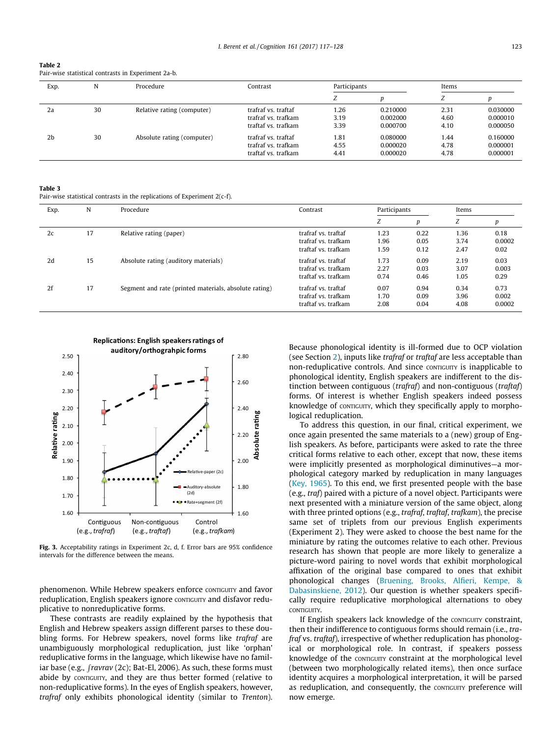**Table 2**
Pair-wise statistical contrasts in Experiment 2a-b.

| Exp. | N | Procedure | Contrast | Participants | | Items | |
|---|---|---|---|---|---|---|---|
| | | | | Z | p | Z | p |
| 2a | 30 | Relative rating (computer) | trafraf vs. traftaf | 1.26 | 0.210000 | 2.31 | 0.030000 |
| | | | trafraf vs. trafkam | 3.19 | 0.002000 | 4.60 | 0.000010 |
| | | | traftaf vs. trafkam | 3.39 | 0.000700 | 4.10 | 0.000050 |
| 2b | 30 | Absolute rating (computer) | trafraf vs. traftaf | 1.81 | 0.080000 | 1.44 | 0.160000 |
| | | | trafraf vs. trafkam | 4.55 | 0.000020 | 4.78 | 0.000001 |
| | | | traftaf vs. trafkam | 4.41 | 0.000020 | 4.78 | 0.000001 |

**Table 3**
Pair-wise statistical contrasts in the replications of Experiment 2(c-f).

| Exp. | N | Procedure | Contrast | Participants | | Items | |
|---|---|---|---|---|---|---|---|
| | | | | Z | p | Z | p |
| 2c | 17 | Relative rating (paper) | trafraf vs. traftaf | 1.23 | 0.22 | 1.36 | 0.18 |
| | | | trafraf vs. trafkam | 1.96 | 0.05 | 3.74 | 0.0002 |
| | | | traftaf vs. trafkam | 1.59 | 0.12 | 2.47 | 0.02 |
| 2d | 15 | Absolute rating (auditory materials) | trafraf vs. traftaf | 1.73 | 0.09 | 2.19 | 0.03 |
| | | | trafraf vs. trafkam | 2.27 | 0.03 | 3.07 | 0.003 |
| | | | traftaf vs. trafkam | 0.74 | 0.46 | 1.05 | 0.29 |
| 2f | 17 | Segment and rate (printed materials, absolute rating) | trafraf vs. traftaf | 0.07 | 0.94 | 0.34 | 0.73 |
| | | | trafraf vs. trafkam | 1.70 | 0.09 | 3.96 | 0.002 |
| | | | traftaf vs. trafkam | 2.08 | 0.04 | 4.08 | 0.0002 |

Replications: English speakers ratings of auditory/orthograhpic forms

Relative rating
2.50
2.40
2.30
2.20
2.10
2.00
1.90
1.80
1.70
1.60

Absolute rating
2.80
2.60
2.40
2.20
2.00
1.80
1.60

Relative-paper (2c)
Auditory-absolute (2d)
Rate+segment (2f)

Contiguous (e.g., *trafraf*)
Non-contiguous (e.g., *traftaf*)
Control (e.g., *trafkam*)

**Fig. 3.** Acceptability ratings in Experiment 2c, d, f. Error bars are 95% confidence intervals for the difference between the means.

phenomenon. While Hebrew speakers enforce CONTIGUITY and favor reduplication, English speakers ignore CONTIGUITY and disfavor reduplicative to nonreduplicative forms.

These contrasts are readily explained by the hypothesis that English and Hebrew speakers assign different parses to these doubling forms. For Hebrew speakers, novel forms like *trafraf* are unambiguously morphological reduplication, just like 'orphan' reduplicative forms in the language, which likewise have no familiar base (e.g., *ʃravrav* (2c); Bat-El, 2006). As such, these forms must abide by CONTIGUITY, and they are thus better formed (relative to non-reduplicative forms). In the eyes of English speakers, however, *trafraf* only exhibits phonological identity (similar to *Trenton*). Because phonological identity is ill-formed due to OCP violation (see Section 2), inputs like *trafraf* or *traftaf* are less acceptable than non-reduplicative controls. And since CONTIGUITY is inapplicable to phonological identity, English speakers are indifferent to the distinction between contiguous (*trafraf*) and non-contiguous (*traftaf*) forms. Of interest is whether English speakers indeed possess knowledge of CONTIGUITY, which they specifically apply to morphological reduplication.

To address this question, in our final, critical experiment, we once again presented the same materials to a (new) group of English speakers. As before, participants were asked to rate the three critical forms relative to each other, except that now, these items were implicitly presented as morphological diminutives—a morphological category marked by reduplication in many languages (Key, 1965). To this end, we first presented people with the base (e.g., *traf*) paired with a picture of a novel object. Participants were next presented with a miniature version of the same object, along with three printed options (e.g., *trafraf, traftaf, trafkam*), the precise same set of triplets from our previous English experiments (Experiment 2). They were asked to choose the best name for the miniature by rating the outcomes relative to each other. Previous research has shown that people are more likely to generalize a picture-word pairing to novel words that exhibit morphological affixation of the original base compared to ones that exhibit phonological changes (Bruening, Brooks, Alfieri, Kempe, & Dabasinskiene, 2012). Our question is whether speakers specifically require reduplicative morphological alternations to obey CONTIGUITY.

If English speakers lack knowledge of the CONTIGUITY constraint, then their indifference to contiguous forms should remain (i.e., *trafraf* vs. *traftaf*), irrespective of whether reduplication has phonological or morphological role. In contrast, if speakers possess knowledge of the CONTIGUITY constraint at the morphological level (between two morphologically related items), then once surface identity acquires a morphological interpretation, it will be parsed as reduplication, and consequently, the CONTIGUITY preference will now emerge.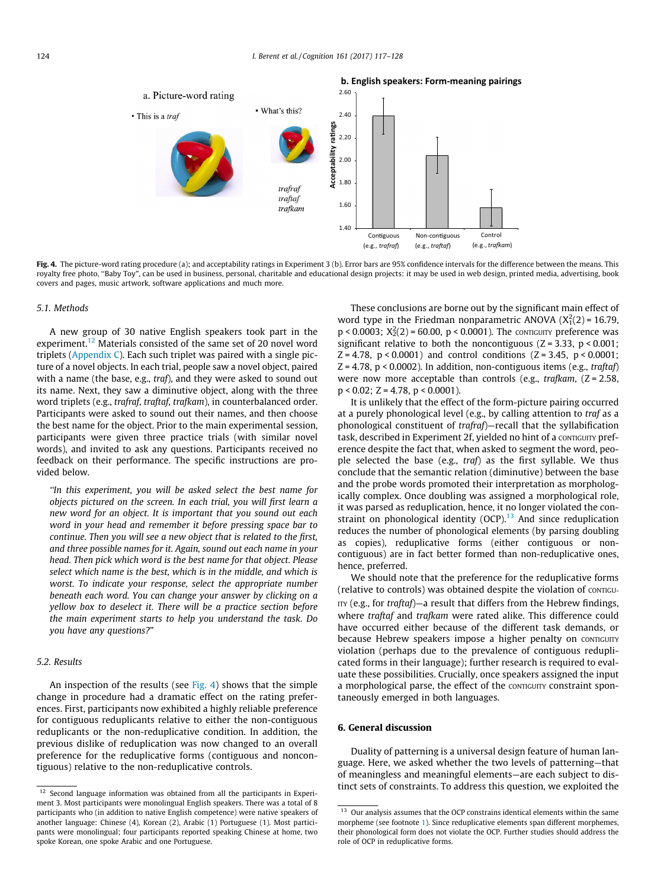a. Picture-word rating

• This is a *traf*

• What's this?

*trafraf*
*traftaf*
*trafkam*

**b. English speakers: Form-meaning pairings**

Acceptability ratings

2.60
2.40
2.20
2.00
1.80
1.60
1.40

Contiguous (e.g., *trafraf*)
Non-contiguous (e.g., *traftaf*)
Control (e.g., *trafkam*)

**Fig. 4.** The picture-word rating procedure (a); and acceptability ratings in Experiment 3 (b). Error bars are 95% confidence intervals for the difference between the means. This royalty free photo, "Baby Toy", can be used in business, personal, charitable and educational design projects: it may be used in web design, printed media, advertising, book covers and pages, music artwork, software applications and much more.

### 5.1. Methods

A new group of 30 native English speakers took part in the experiment.[12] Materials consisted of the same set of 20 novel word triplets (Appendix C). Each such triplet was paired with a single picture of a novel objects. In each trial, people saw a novel object, paired with a name (the base, e.g., *traf*), and they were asked to sound out its name. Next, they saw a diminutive object, along with the three word triplets (e.g., *trafraf, traftaf, trafkam*), in counterbalanced order. Participants were asked to sound out their names, and then choose the best name for the object. Prior to the main experimental session, participants were given three practice trials (with similar novel words), and invited to ask any questions. Participants received no feedback on their performance. The specific instructions are provided below.

> *"In this experiment, you will be asked select the best name for objects pictured on the screen. In each trial, you will first learn a new word for an object. It is important that you sound out each word in your head and remember it before pressing space bar to continue. Then you will see a new object that is related to the first, and three possible names for it. Again, sound out each name in your head. Then pick which word is the best name for that object. Please select which name is the best, which is in the middle, and which is worst. To indicate your response, select the appropriate number beneath each word. You can change your answer by clicking on a yellow box to deselect it. There will be a practice section before the main experiment starts to help you understand the task. Do you have any questions?"*

### 5.2. Results

An inspection of the results (see Fig. 4) shows that the simple change in procedure had a dramatic effect on the rating preferences. First, participants now exhibited a highly reliable preference for contiguous reduplicants relative to either the non-contiguous reduplicants or the non-reduplicative condition. In addition, the previous dislike of reduplication was now changed to an overall preference for the reduplicative forms (contiguous and noncontiguous) relative to the non-reduplicative controls.

These conclusions are borne out by the significant main effect of word type in the Friedman nonparametric ANOVA ($X^2_1(2) = 16.79$, $p < 0.0003$; $X^2_2(2) = 60.00$, $p < 0.0001$). The CONTIGUITY preference was significant relative to both the noncontiguous ($Z = 3.33$, $p < 0.001$; $Z = 4.78$, $p < 0.0001$) and control conditions ($Z = 3.45$, $p < 0.0001$; $Z = 4.78$, $p < 0.0002$). In addition, non-contiguous items (e.g., *traftaf*) were now more acceptable than controls (e.g., *trafkam*, ($Z = 2.58$, $p < 0.02$; $Z = 4.78$, $p < 0.0001$).

It is unlikely that the effect of the form-picture pairing occurred at a purely phonological level (e.g., by calling attention to *traf* as a phonological constituent of *trafraf*)—recall that the syllabification task, described in Experiment 2f, yielded no hint of a CONTIGUITY preference despite the fact that, when asked to segment the word, people selected the base (e.g., *traf*) as the first syllable. We thus conclude that the semantic relation (diminutive) between the base and the probe words promoted their interpretation as morphologically complex. Once doubling was assigned a morphological role, it was parsed as reduplication, hence, it no longer violated the constraint on phonological identity (OCP).[13] And since reduplication reduces the number of phonological elements (by parsing doubling as copies), reduplicative forms (either contiguous or noncontiguous) are in fact better formed than non-reduplicative ones, hence, preferred.

We should note that the preference for the reduplicative forms (relative to controls) was obtained despite the violation of CONTIGUITY (e.g., for *traftaf*)—a result that differs from the Hebrew findings, where *traftaf* and *trafkam* were rated alike. This difference could have occurred either because of the different task demands, or because Hebrew speakers impose a higher penalty on CONTIGUITY violation (perhaps due to the prevalence of contiguous reduplicated forms in their language); further research is required to evaluate these possibilities. Crucially, once speakers assigned the input a morphological parse, the effect of the CONTIGUITY constraint spontaneously emerged in both languages.

## 6. General discussion

Duality of patterning is a universal design feature of human language. Here, we asked whether the two levels of patterning—that of meaningless and meaningful elements—are each subject to distinct sets of constraints. To address this question, we exploited the

---

[12] Second language information was obtained from all the participants in Experiment 3. Most participants were monolingual English speakers. There was a total of 8 participants who (in addition to native English competence) were native speakers of another language: Chinese (4), Korean (2), Arabic (1) Portuguese (1). Most participants were monolingual; four participants reported speaking Chinese at home, two spoke Korean, one spoke Arabic and one Portuguese.

[13] Our analysis assumes that the OCP constrains identical elements within the same morpheme (see footnote 1). Since reduplicative elements span different morphemes, their phonological form does not violate the OCP. Further studies should address the role of OCP in reduplicative forms.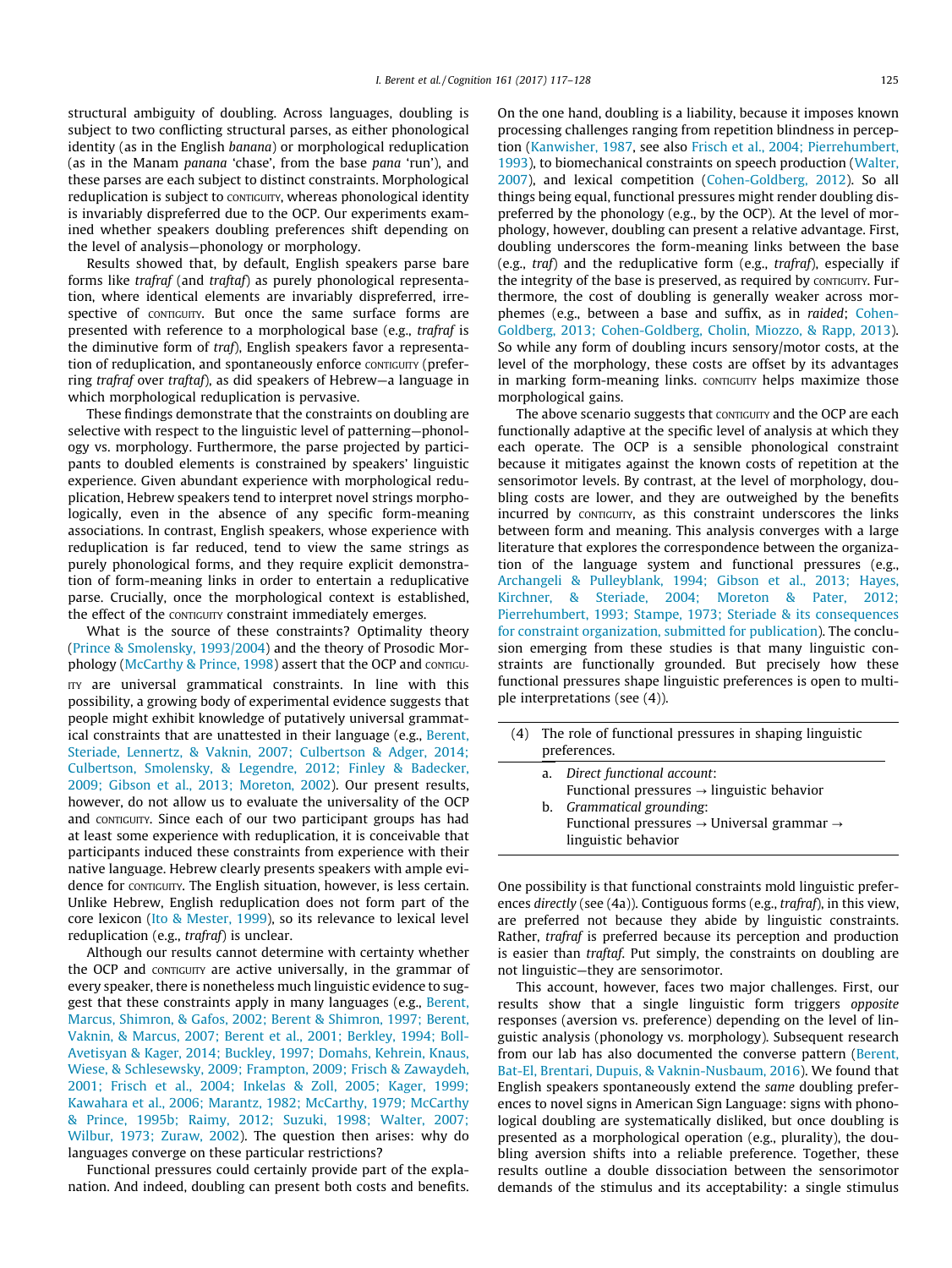structural ambiguity of doubling. Across languages, doubling is subject to two conflicting structural parses, as either phonological identity (as in the English *banana*) or morphological reduplication (as in the Manam *panana* 'chase', from the base *pana* 'run'), and these parses are each subject to distinct constraints. Morphological reduplication is subject to CONTIGUITY, whereas phonological identity is invariably dispreferred due to the OCP. Our experiments examined whether speakers doubling preferences shift depending on the level of analysis—phonology or morphology.

Results showed that, by default, English speakers parse bare forms like *trafraf* (and *traftaf*) as purely phonological representation, where identical elements are invariably dispreferred, irrespective of CONTIGUITY. But once the same surface forms are presented with reference to a morphological base (e.g., *trafraf* is the diminutive form of *traf*), English speakers favor a representation of reduplication, and spontaneously enforce CONTIGUITY (preferring *trafraf* over *traftaf*), as did speakers of Hebrew—a language in which morphological reduplication is pervasive.

These findings demonstrate that the constraints on doubling are selective with respect to the linguistic level of patterning—phonology vs. morphology. Furthermore, the parse projected by participants to doubled elements is constrained by speakers' linguistic experience. Given abundant experience with morphological reduplication, Hebrew speakers tend to interpret novel strings morphologically, even in the absence of any specific form-meaning associations. In contrast, English speakers, whose experience with reduplication is far reduced, tend to view the same strings as purely phonological forms, and they require explicit demonstration of form-meaning links in order to entertain a reduplicative parse. Crucially, once the morphological context is established, the effect of the CONTIGUITY constraint immediately emerges.

What is the source of these constraints? Optimality theory (Prince & Smolensky, 1993/2004) and the theory of Prosodic Morphology (McCarthy & Prince, 1998) assert that the OCP and CONTIGUITY are universal grammatical constraints. In line with this possibility, a growing body of experimental evidence suggests that people might exhibit knowledge of putatively universal grammatical constraints that are unattested in their language (e.g., Berent, Steriade, Lennertz, & Vaknin, 2007; Culbertson & Adger, 2014; Culbertson, Smolensky, & Legendre, 2012; Finley & Badecker, 2009; Gibson et al., 2013; Moreton, 2002). Our present results, however, do not allow us to evaluate the universality of the OCP and CONTIGUITY. Since each of our two participant groups has had at least some experience with reduplication, it is conceivable that participants induced these constraints from experience with their native language. Hebrew clearly presents speakers with ample evidence for CONTIGUITY. The English situation, however, is less certain. Unlike Hebrew, English reduplication does not form part of the core lexicon (Ito & Mester, 1999), so its relevance to lexical level reduplication (e.g., *trafraf*) is unclear.

Although our results cannot determine with certainty whether the OCP and CONTIGUITY are active universally, in the grammar of every speaker, there is nonetheless much linguistic evidence to suggest that these constraints apply in many languages (e.g., Berent, Marcus, Shimron, & Gafos, 2002; Berent & Shimron, 1997; Berent, Vaknin, & Marcus, 2007; Berent et al., 2001; Berkley, 1994; Boll-Avetisyan & Kager, 2014; Buckley, 1997; Domahs, Kehrein, Knaus, Wiese, & Schlesewsky, 2009; Frampton, 2009; Frisch & Zawaydeh, 2001; Frisch et al., 2004; Inkelas & Zoll, 2005; Kager, 1999; Kawahara et al., 2006; Marantz, 1982; McCarthy, 1979; McCarthy & Prince, 1995b; Raimy, 2012; Suzuki, 1998; Walter, 2007; Wilbur, 1973; Zuraw, 2002). The question then arises: why do languages converge on these particular restrictions?

Functional pressures could certainly provide part of the explanation. And indeed, doubling can present both costs and benefits. On the one hand, doubling is a liability, because it imposes known processing challenges ranging from repetition blindness in perception (Kanwisher, 1987, see also Frisch et al., 2004; Pierrehumbert, 1993), to biomechanical constraints on speech production (Walter, 2007), and lexical competition (Cohen-Goldberg, 2012). So all things being equal, functional pressures might render doubling dispreferred by the phonology (e.g., by the OCP). At the level of morphology, however, doubling can present a relative advantage. First, doubling underscores the form-meaning links between the base (e.g., *traf*) and the reduplicative form (e.g., *trafraf*), especially if the integrity of the base is preserved, as required by CONTIGUITY. Furthermore, the cost of doubling is generally weaker across morphemes (e.g., between a base and suffix, as in *raided*; Cohen-Goldberg, 2013; Cohen-Goldberg, Cholin, Miozzo, & Rapp, 2013). So while any form of doubling incurs sensory/motor costs, at the level of the morphology, these costs are offset by its advantages in marking form-meaning links. CONTIGUITY helps maximize those morphological gains.

The above scenario suggests that CONTIGUITY and the OCP are each functionally adaptive at the specific level of analysis at which they each operate. The OCP is a sensible phonological constraint because it mitigates against the known costs of repetition at the sensorimotor levels. By contrast, at the level of morphology, doubling costs are lower, and they are outweighed by the benefits incurred by CONTIGUITY, as this constraint underscores the links between form and meaning. This analysis converges with a large literature that explores the correspondence between the organization of the language system and functional pressures (e.g., Archangeli & Pulleyblank, 1994; Gibson et al., 2013; Hayes, Kirchner, & Steriade, 2004; Moreton & Pater, 2012; Pierrehumbert, 1993; Stampe, 1973; Steriade & its consequences for constraint organization, submitted for publication). The conclusion emerging from these studies is that many linguistic constraints are functionally grounded. But precisely how these functional pressures shape linguistic preferences is open to multiple interpretations (see (4)).

(4) The role of functional pressures in shaping linguistic preferences.

a. *Direct functional account*:
Functional pressures → linguistic behavior

b. *Grammatical grounding*:
Functional pressures → Universal grammar → linguistic behavior

One possibility is that functional constraints mold linguistic preferences *directly* (see (4a)). Contiguous forms (e.g., *trafraf*), in this view, are preferred not because they abide by linguistic constraints. Rather, *trafraf* is preferred because its perception and production is easier than *traftaf*. Put simply, the constraints on doubling are not linguistic—they are sensorimotor.

This account, however, faces two major challenges. First, our results show that a single linguistic form triggers *opposite* responses (aversion vs. preference) depending on the level of linguistic analysis (phonology vs. morphology). Subsequent research from our lab has also documented the converse pattern (Berent, Bat-El, Brentari, Dupuis, & Vaknin-Nusbaum, 2016). We found that English speakers spontaneously extend the *same* doubling preferences to novel signs in American Sign Language: signs with phonological doubling are systematically disliked, but once doubling is presented as a morphological operation (e.g., plurality), the doubling aversion shifts into a reliable preference. Together, these results outline a double dissociation between the sensorimotor demands of the stimulus and its acceptability: a single stimulus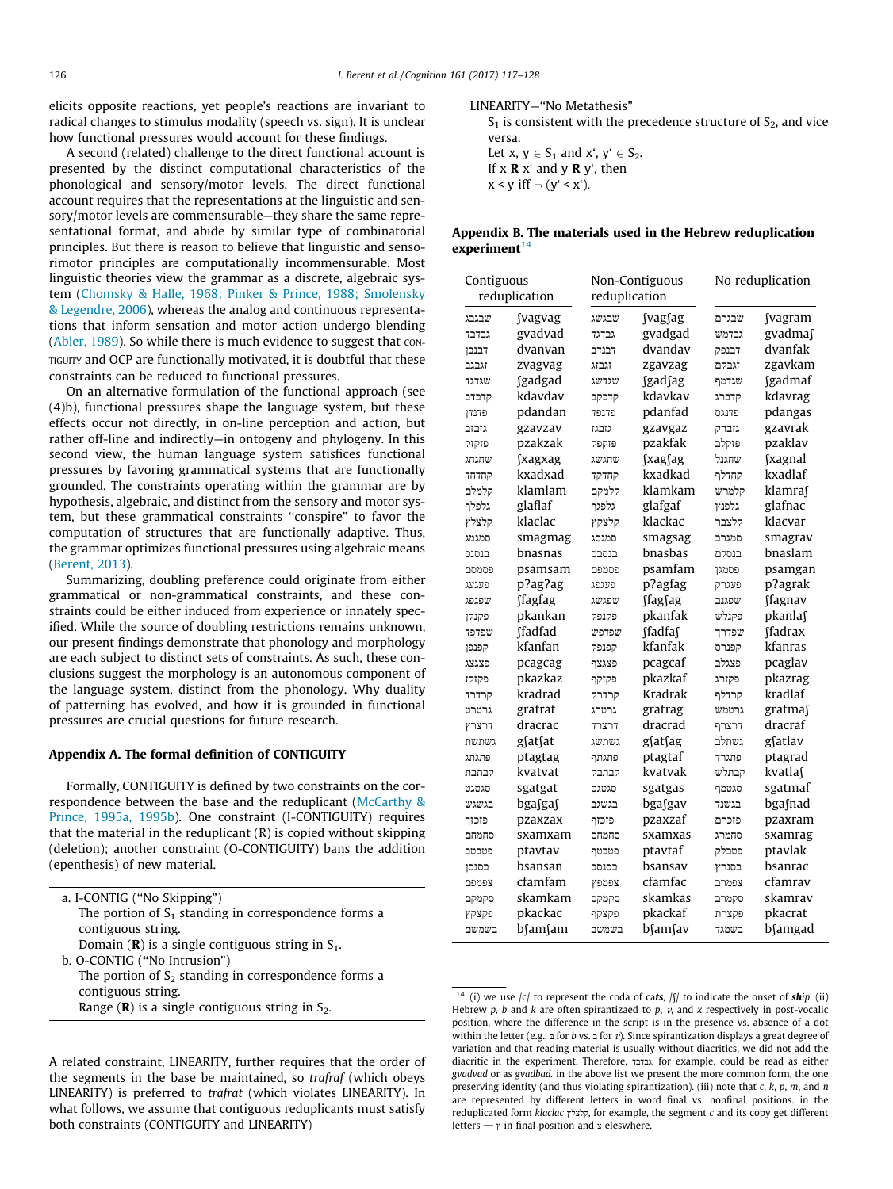elicits opposite reactions, yet people's reactions are invariant to radical changes to stimulus modality (speech vs. sign). It is unclear how functional pressures would account for these findings.

A second (related) challenge to the direct functional account is presented by the distinct computational characteristics of the phonological and sensory/motor levels. The direct functional account requires that the representations at the linguistic and sensory/motor levels are commensurable—they share the same representational format, and abide by similar type of combinatorial principles. But there is reason to believe that linguistic and sensorimotor principles are computationally incommensurable. Most linguistic theories view the grammar as a discrete, algebraic system (Chomsky & Halle, 1968; Pinker & Prince, 1988; Smolensky & Legendre, 2006), whereas the analog and continuous representations that inform sensation and motor action undergo blending (Abler, 1989). So while there is much evidence to suggest that CONTIGUITY and OCP are functionally motivated, it is doubtful that these constraints can be reduced to functional pressures.

On an alternative formulation of the functional approach (see (4)b), functional pressures shape the language system, but these effects occur not directly, in on-line perception and action, but rather off-line and indirectly—in ontogeny and phylogeny. In this second view, the human language system satisfices functional pressures by favoring grammatical systems that are functionally grounded. The constraints operating within the grammar are by hypothesis, algebraic, and distinct from the sensory and motor system, but these grammatical constraints "conspire" to favor the computation of structures that are functionally adaptive. Thus, the grammar optimizes functional pressures using algebraic means (Berent, 2013).

Summarizing, doubling preference could originate from either grammatical or non-grammatical constraints, and these constraints could be either induced from experience or innately specified. While the source of doubling restrictions remains unknown, our present findings demonstrate that phonology and morphology are each subject to distinct sets of constraints. As such, these conclusions suggest the morphology is an autonomous component of the language system, distinct from the phonology. Why duality of patterning has evolved, and how it is grounded in functional pressures are crucial questions for future research.

## Appendix A. The formal definition of CONTIGUITY

Formally, CONTIGUITY is defined by two constraints on the correspondence between the base and the reduplicant (McCarthy & Prince, 1995a, 1995b). One constraint (I-CONTIGUITY) requires that the material in the reduplicant (R) is copied without skipping (deletion); another constraint (O-CONTIGUITY) bans the addition (epenthesis) of new material.

a. I-CONTIG ("No Skipping")
   The portion of $S_1$ standing in correspondence forms a contiguous string.
   Domain (**R**) is a single contiguous string in $S_1$.
b. O-CONTIG ("No Intrusion")
   The portion of $S_2$ standing in correspondence forms a contiguous string.
   Range (**R**) is a single contiguous string in $S_2$.

A related constraint, LINEARITY, further requires that the order of the segments in the base be maintained, so *trafraf* (which obeys LINEARITY) is preferred to *trafrat* (which violates LINEARITY). In what follows, we assume that contiguous reduplicants must satisfy both constraints (CONTIGUITY and LINEARITY)

LINEARITY—"No Metathesis"
   $S_1$ is consistent with the precedence structure of $S_2$, and vice versa.
   Let $x, y \in S_1$ and $x', y' \in S_2$.
   If $x$ **R** $x'$ and $y$ **R** $y'$, then
   $x < y$ iff $\neg (y' < x')$.

## Appendix B. The materials used in the Hebrew reduplication experiment[14]

| Contiguous reduplication | | Non-Contiguous reduplication | | No reduplication | |
|---|---|---|---|---|---|
| שבגבג | ʃvagvag | שבגשג | ʃvagʃag | שבגרם | ʃvagram |
| גבדבד | gvadvad | גבדגד | gvadgad | גבדמש | gvadmaʃ |
| דבנבן | dvanvan | דבנדב | dvandav | דבנפק | dvanfak |
| זבגבג | zvagvag | זגבזג | zgavzag | זגבקם | zgavkam |
| שגדגד | ʃgadgad | שגדשג | ʃgadʃag | שגדמף | ʃgadmaf |
| קדבדב | kdavdav | קדבקב | kdavkav | קדברג | kdavrag |
| פדנדן | pdandan | פדנפד | pdanfad | פדנגס | pdangas |
| גזבזב | gzavzav | גזבגז | gzavgaz | גזברק | gzavrak |
| פזקזק | pzakzak | פזקפק | pzakfak | פזקלב | pzaklav |
| שחגחג | ʃxagxag | שחגשג | ʃxagʃag | שחגנל | ʃxagnal |
| קחדחד | kxadxad | קחדקד | kxadkad | קחדלף | kxadlaf |
| קלמלם | klamlam | קלמקם | klamkam | קלמרש | klamraʃ |
| גלפלף | glaflaf | גלפגף | glafgaf | גלפנץ | glafnac |
| קלצלץ | klaclac | קלצקץ | klackac | קלצבר | klacvar |
| סמגמג | smagmag | סמגסג | smagsag | סמגרב | smagrav |
| בנסנס | bnasnas | בנסבס | bnasbas | בנסלם | bnaslam |
| פסמסם | psamsam | פסמפם | psamfam | פסמגן | psamgan |
| פעגעג | p?ag?ag | פעגפג | p?agfag | פעגרק | p?agrak |
| שפגפג | ʃfagfag | שפגשג | ʃfagʃag | שפגנב | ʃfagnav |
| פקנקן | pkankan | פקנפק | pkanfak | פקנלש | pkanlaʃ |
| שפדפד | ʃfadfad | שפדפש | ʃfadfaʃ | שפדרך | ʃfadrax |
| קפנפן | kfanfan | קפנפק | kfanfak | קפנרס | kfanras |
| פצגצג | pcagcag | פצגצף | pcagcaf | פצגלב | pcaglav |
| פקזקז | pkazkaz | פקזקף | pkazkaf | פקזרג | pkazrag |
| קרדרד | kradrad | קרדרק | Kradrak | קרדלף | kradlaf |
| גרטרט | gratrat | גרטרג | gratrag | גרטמש | gratmaʃ |
| דרצרץ | dracrac | דרצרד | dracrad | דרצרף | dracraf |
| גשתשת | gʃatʃat | גשתשג | gʃatʃag | גשתלב | gʃatlav |
| פתגתג | ptagtag | פתגתף | ptagtaf | פתגרד | ptagrad |
| קבתבת | kvatvat | קבתבק | kvatvak | קבתלש | kvatlaʃ |
| סגטגט | sgatgat | סגטגס | sgatgas | סגטמף | sgatmaf |
| בגשגש | bgaʃgaʃ | בגשגב | bgaʃgav | בגשנד | bgaʃnad |
| פזכזך | pzaxzax | פזכזף | pzaxzaf | פזכרם | pzaxram |
| סחמחם | sxamxam | סחמחס | sxamxas | סחמרג | sxamrag |
| פטבטב | ptavtav | פטבטף | ptavtaf | פטבלק | ptavlak |
| בסנסן | bsansan | בסנסב | bsansav | בסנרץ | bsanrac |
| צפמפם | cfamfam | צפמפץ | cfamfac | צפמרב | cfamrav |
| סקמקם | skamkam | סקמקס | skamkas | סקמרב | skamrav |
| פקצקץ | pkackac | פקצקף | pkackaf | פקצרת | pkacrat |
| בשמשם | bʃamʃam | בשמשב | bʃamʃav | בשמגד | bʃamgad |

[14] (i) we use /c/ to represent the coda of ca***ts***, /ʃ/ to indicate the onset of ***sh****ip*. (ii) Hebrew *p*, *b* and *k* are often spirantizaed to *p*, *v*, and *x* respectively in post-vocalic position, where the difference in the script is in the presence vs. absence of a dot within the letter (e.g., בּ for *b* vs. ב for *v*). Since spirantization displays a great degree of variation and that reading material is usually without diacritics, we did not add the diacritic in the experiment. Therefore, גבדבד, for example, could be read as either *gvadvad* or as *gvadbad*. in the above list we present the more common form, the one preserving identity (and thus violating spirantization). (iii) note that *c*, *k*, *p*, *m*, and *n* are represented by different letters in word final vs. nonfinal positions. in the reduplicated form *klaclac* קלצלץ, for example, the segment *c* and its copy get different letters — ץ in final position and צ eleswhere.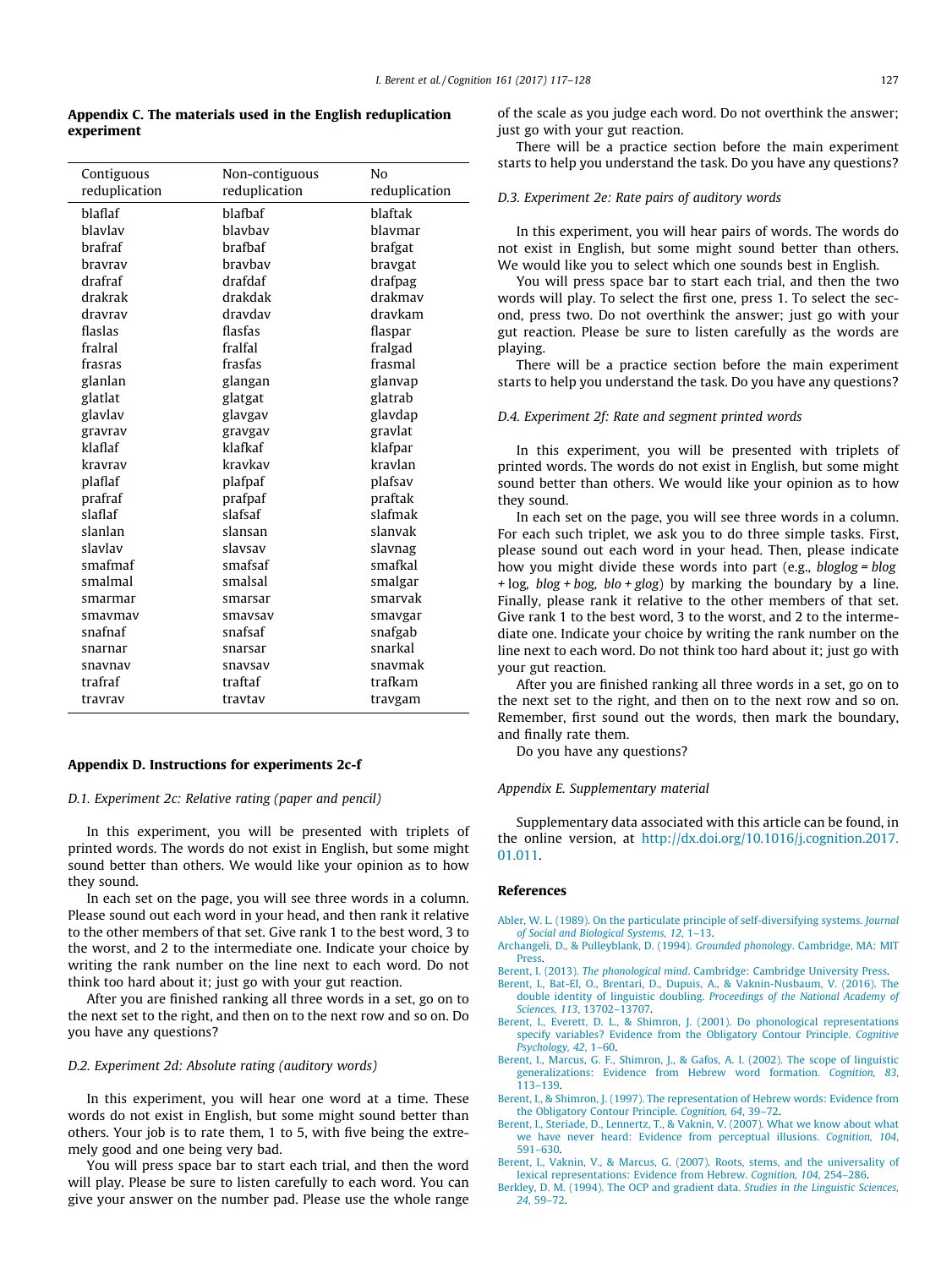## Appendix C. The materials used in the English reduplication experiment

| Contiguous reduplication | Non-contiguous reduplication | No reduplication |
|---|---|---|
| blaflaf | blafbaf | blaftak |
| blavlav | blavbav | blavmar |
| brafraf | brafbaf | brafgat |
| bravrav | bravbav | bravgat |
| drafraf | drafdaf | drafpag |
| drakrak | drakdak | drakmav |
| dravrav | dravdav | dravkam |
| flaslas | flasfas | flaspar |
| fralral | fralfal | fralgad |
| frasras | frasfas | frasmal |
| glanlan | glangan | glanvap |
| glatlat | glatgat | glatrab |
| glavlav | glavgav | glavdap |
| gravrav | gravgav | gravlat |
| klaflaf | klafkaf | klafpar |
| kravrav | kravkav | kravlan |
| plaflaf | plafpaf | plafsav |
| prafraf | prafpaf | praftak |
| slaflaf | slafsaf | slafmak |
| slanlan | slansan | slanvak |
| slavlav | slavsav | slavnag |
| smafmaf | smafsaf | smafkal |
| smalmal | smalsal | smalgar |
| smarmar | smarsar | smarvak |
| smavmav | smavsav | smavgar |
| snafnaf | snafsaf | snafgab |
| snarnar | snarsar | snarkal |
| snavnav | snavsav | snavmak |
| trafraf | traftaf | trafkam |
| travrav | travtav | travgam |

## Appendix D. Instructions for experiments 2c-f

### D.1. Experiment 2c: Relative rating (paper and pencil)

In this experiment, you will be presented with triplets of printed words. The words do not exist in English, but some might sound better than others. We would like your opinion as to how they sound.

In each set on the page, you will see three words in a column. Please sound out each word in your head, and then rank it relative to the other members of that set. Give rank 1 to the best word, 3 to the worst, and 2 to the intermediate one. Indicate your choice by writing the rank number on the line next to each word. Do not think too hard about it; just go with your gut reaction.

After you are finished ranking all three words in a set, go on to the next set to the right, and then on to the next row and so on. Do you have any questions?

### D.2. Experiment 2d: Absolute rating (auditory words)

In this experiment, you will hear one word at a time. These words do not exist in English, but some might sound better than others. Your job is to rate them, 1 to 5, with five being the extremely good and one being very bad.

You will press space bar to start each trial, and then the word will play. Please be sure to listen carefully to each word. You can give your answer on the number pad. Please use the whole range of the scale as you judge each word. Do not overthink the answer; just go with your gut reaction.

There will be a practice section before the main experiment starts to help you understand the task. Do you have any questions?

### D.3. Experiment 2e: Rate pairs of auditory words

In this experiment, you will hear pairs of words. The words do not exist in English, but some might sound better than others. We would like you to select which one sounds best in English.

You will press space bar to start each trial, and then the two words will play. To select the first one, press 1. To select the second, press two. Do not overthink the answer; just go with your gut reaction. Please be sure to listen carefully as the words are playing.

There will be a practice section before the main experiment starts to help you understand the task. Do you have any questions?

### D.4. Experiment 2f: Rate and segment printed words

In this experiment, you will be presented with triplets of printed words. The words do not exist in English, but some might sound better than others. We would like your opinion as to how they sound.

In each set on the page, you will see three words in a column. For each such triplet, we ask you to do three simple tasks. First, please sound out each word in your head. Then, please indicate how you might divide these words into part (e.g., *bloglog* = *blog* + log, *blog* + *bog*, *blo* + *glog*) by marking the boundary by a line. Finally, please rank it relative to the other members of that set. Give rank 1 to the best word, 3 to the worst, and 2 to the intermediate one. Indicate your choice by writing the rank number on the line next to each word. Do not think too hard about it; just go with your gut reaction.

After you are finished ranking all three words in a set, go on to the next set to the right, and then on to the next row and so on. Remember, first sound out the words, then mark the boundary, and finally rate them.

Do you have any questions?

### Appendix E. Supplementary material

Supplementary data associated with this article can be found, in the online version, at http://dx.doi.org/10.1016/j.cognition.2017.01.011.

## References

Abler, W. L. (1989). On the particulate principle of self-diversifying systems. *Journal of Social and Biological Systems, 12*, 1–13.

Archangeli, D., & Pulleyblank, D. (1994). *Grounded phonology*. Cambridge, MA: MIT Press.

Berent, I. (2013). *The phonological mind*. Cambridge: Cambridge University Press.

Berent, I., Bat-El, O., Brentari, D., Dupuis, A., & Vaknin-Nusbaum, V. (2016). The double identity of linguistic doubling. *Proceedings of the National Academy of Sciences, 113*, 13702–13707.

Berent, I., Everett, D. L., & Shimron, J. (2001). Do phonological representations specify variables? Evidence from the Obligatory Contour Principle. *Cognitive Psychology, 42*, 1–60.

Berent, I., Marcus, G. F., Shimron, J., & Gafos, A. I. (2002). The scope of linguistic generalizations: Evidence from Hebrew word formation. *Cognition, 83*, 113–139.

Berent, I., & Shimron, J. (1997). The representation of Hebrew words: Evidence from the Obligatory Contour Principle. *Cognition, 64*, 39–72.

Berent, I., Steriade, D., Lennertz, T., & Vaknin, V. (2007). What we know about what we have never heard: Evidence from perceptual illusions. *Cognition, 104*, 591–630.

Berent, I., Vaknin, V., & Marcus, G. (2007). Roots, stems, and the universality of lexical representations: Evidence from Hebrew. *Cognition, 104*, 254–286.

Berkley, D. M. (1994). The OCP and gradient data. *Studies in the Linguistic Sciences, 24*, 59–72.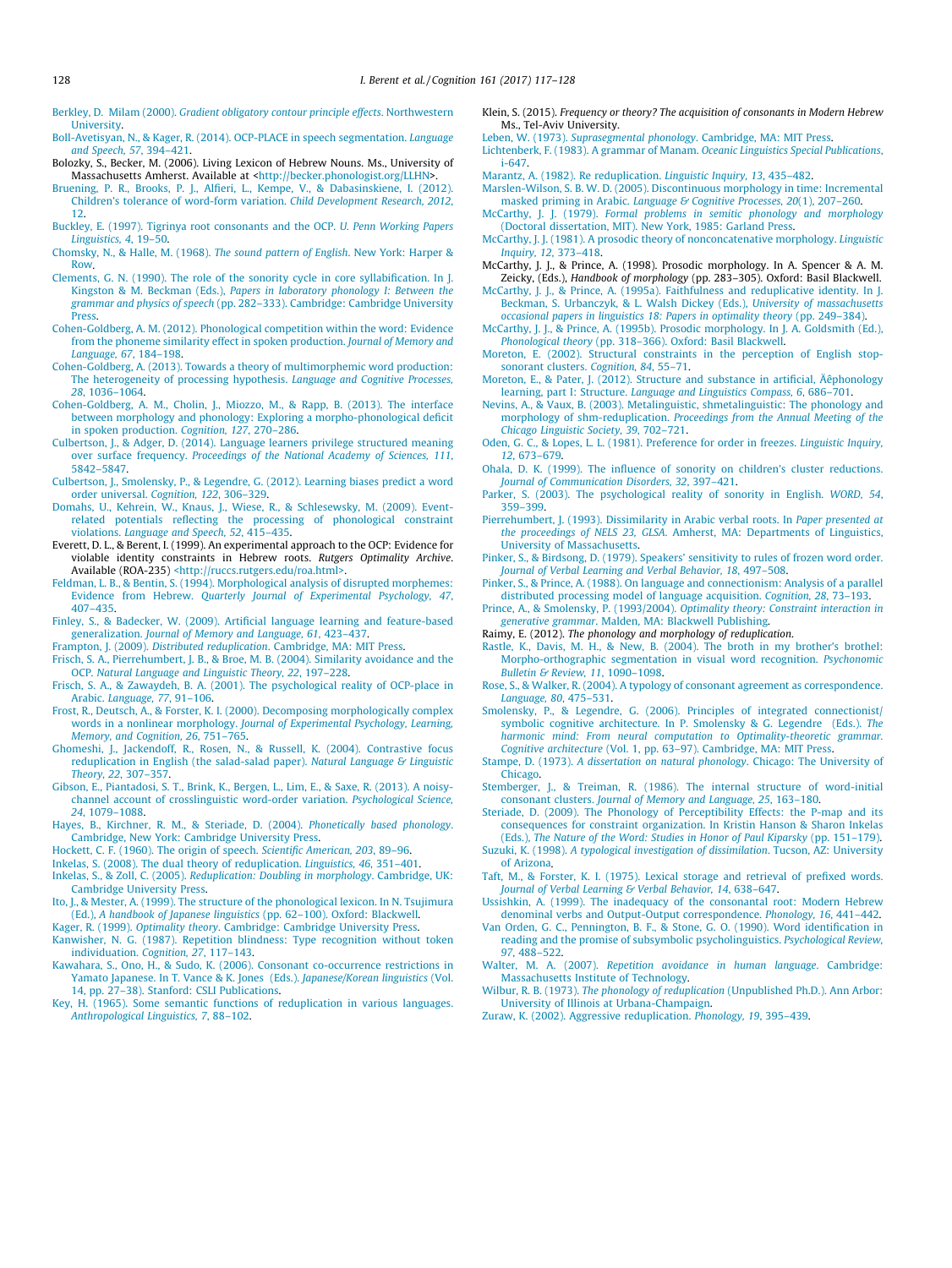Berkley, D. Milam (2000). *Gradient obligatory contour principle effects*. Northwestern University.

Boll-Avetisyan, N., & Kager, R. (2014). OCP-PLACE in speech segmentation. *Language and Speech, 57*, 394–421.

Bolozky, S., Becker, M. (2006). Living Lexicon of Hebrew Nouns. Ms., University of Massachusetts Amherst. Available at <http://becker.phonologist.org/LLHN>.

Bruening, P. R., Brooks, P. J., Alfieri, L., Kempe, V., & Dabasinskiene, I. (2012). Children's tolerance of word-form variation. *Child Development Research, 2012*, 12.

Buckley, E. (1997). Tigrinya root consonants and the OCP. *U. Penn Working Papers Linguistics, 4*, 19–50.

Chomsky, N., & Halle, M. (1968). *The sound pattern of English*. New York: Harper & Row.

Clements, G. N. (1990). The role of the sonority cycle in core syllabification. In J. Kingston & M. Beckman (Eds.), *Papers in laboratory phonology I: Between the grammar and physics of speech* (pp. 282–333). Cambridge: Cambridge University Press.

Cohen-Goldberg, A. M. (2012). Phonological competition within the word: Evidence from the phoneme similarity effect in spoken production. *Journal of Memory and Language, 67*, 184–198.

Cohen-Goldberg, A. (2013). Towards a theory of multimorphemic word production: The heterogeneity of processing hypothesis. *Language and Cognitive Processes, 28*, 1036–1064.

Cohen-Goldberg, A. M., Cholin, J., Miozzo, M., & Rapp, B. (2013). The interface between morphology and phonology: Exploring a morpho-phonological deficit in spoken production. *Cognition, 127*, 270–286.

Culbertson, J., & Adger, D. (2014). Language learners privilege structured meaning over surface frequency. *Proceedings of the National Academy of Sciences, 111*, 5842–5847.

Culbertson, J., Smolensky, P., & Legendre, G. (2012). Learning biases predict a word order universal. *Cognition, 122*, 306–329.

Domahs, U., Kehrein, W., Knaus, J., Wiese, R., & Schlesewsky, M. (2009). Event-related potentials reflecting the processing of phonological constraint violations. *Language and Speech, 52*, 415–435.

Everett, D. L., & Berent, I. (1999). An experimental approach to the OCP: Evidence for violable identity constraints in Hebrew roots. *Rutgers Optimality Archive*. Available (ROA-235) <http://ruccs.rutgers.edu/roa.html>.

Feldman, L. B., & Bentin, S. (1994). Morphological analysis of disrupted morphemes: Evidence from Hebrew. *Quarterly Journal of Experimental Psychology, 47*, 407–435.

Finley, S., & Badecker, W. (2009). Artificial language learning and feature-based generalization. *Journal of Memory and Language, 61*, 423–437.

Frampton, J. (2009). *Distributed reduplication*. Cambridge, MA: MIT Press.

Frisch, S. A., Pierrehumbert, J. B., & Broe, M. B. (2004). Similarity avoidance and the OCP. *Natural Language and Linguistic Theory, 22*, 197–228.

Frisch, S. A., & Zawaydeh, B. A. (2001). The psychological reality of OCP-place in Arabic. *Language, 77*, 91–106.

Frost, R., Deutsch, A., & Forster, K. I. (2000). Decomposing morphologically complex words in a nonlinear morphology. *Journal of Experimental Psychology, Learning, Memory, and Cognition, 26*, 751–765.

Ghomeshi, J., Jackendoff, R., Rosen, N., & Russell, K. (2004). Contrastive focus reduplication in English (the salad-salad paper). *Natural Language & Linguistic Theory, 22*, 307–357.

Gibson, E., Piantadosi, S. T., Brink, K., Bergen, L., Lim, E., & Saxe, R. (2013). A noisy-channel account of crosslinguistic word-order variation. *Psychological Science, 24*, 1079–1088.

Hayes, B., Kirchner, R. M., & Steriade, D. (2004). *Phonetically based phonology*. Cambridge, New York: Cambridge University Press.

Hockett, C. F. (1960). The origin of speech. *Scientific American, 203*, 89–96.

Inkelas, S. (2008). The dual theory of reduplication. *Linguistics, 46*, 351–401.

Inkelas, S., & Zoll, C. (2005). *Reduplication: Doubling in morphology*. Cambridge, UK: Cambridge University Press.

Ito, J., & Mester, A. (1999). The structure of the phonological lexicon. In N. Tsujimura (Ed.), *A handbook of Japanese linguistics* (pp. 62–100). Oxford: Blackwell.

Kager, R. (1999). *Optimality theory*. Cambridge: Cambridge University Press.

Kanwisher, N. G. (1987). Repetition blindness: Type recognition without token individuation. *Cognition, 27*, 117–143.

Kawahara, S., Ono, H., & Sudo, K. (2006). Consonant co-occurrence restrictions in Yamato Japanese. In T. Vance & K. Jones (Eds.). *Japanese/Korean linguistics* (Vol. 14, pp. 27–38). Stanford: CSLI Publications.

Key, H. (1965). Some semantic functions of reduplication in various languages. *Anthropological Linguistics, 7*, 88–102.

Klein, S. (2015). *Frequency or theory? The acquisition of consonants in Modern Hebrew* Ms., Tel-Aviv University.

Leben, W. (1973). *Suprasegmental phonology*. Cambridge, MA: MIT Press.

Lichtenberk, F. (1983). A grammar of Manam. *Oceanic Linguistics Special Publications*, i-647.

Marantz, A. (1982). Re reduplication. *Linguistic Inquiry, 13*, 435–482.

Marslen-Wilson, S. B. W. D. (2005). Discontinuous morphology in time: Incremental masked priming in Arabic. *Language & Cognitive Processes, 20*(1), 207–260.

McCarthy, J. J. (1979). *Formal problems in semitic phonology and morphology* (Doctoral dissertation, MIT). New York, 1985: Garland Press.

McCarthy, J. J. (1981). A prosodic theory of nonconcatenative morphology. *Linguistic Inquiry, 12*, 373–418.

McCarthy, J. J., & Prince, A. (1998). Prosodic morphology. In A. Spencer & A. M. Zeicky, (Eds.), *Handbook of morphology* (pp. 283–305). Oxford: Basil Blackwell.

McCarthy, J. J., & Prince, A. (1995a). Faithfulness and reduplicative identity. In J. Beckman, S. Urbanczyk, & L. Walsh Dickey (Eds.), *University of massachusetts occasional papers in linguistics 18: Papers in optimality theory* (pp. 249–384).

McCarthy, J. J., & Prince, A. (1995b). Prosodic morphology. In J. A. Goldsmith (Ed.), *Phonological theory* (pp. 318–366). Oxford: Basil Blackwell.

Moreton, E. (2002). Structural constraints in the perception of English stop-sonorant clusters. *Cognition, 84*, 55–71.

Moreton, E., & Pater, J. (2012). Structure and substance in artificial, Äêphonology learning, part I: Structure. *Language and Linguistics Compass, 6*, 686–701.

Nevins, A., & Vaux, B. (2003). Metalinguistic, shmetalinguistic: The phonology and morphology of shm-reduplication. *Proceedings from the Annual Meeting of the Chicago Linguistic Society, 39*, 702–721.

Oden, G. C., & Lopes, L. L. (1981). Preference for order in freezes. *Linguistic Inquiry, 12*, 673–679.

Ohala, D. K. (1999). The influence of sonority on children's cluster reductions. *Journal of Communication Disorders, 32*, 397–421.

Parker, S. (2003). The psychological reality of sonority in English. *WORD, 54*, 359–399.

Pierrehumbert, J. (1993). Dissimilarity in Arabic verbal roots. In *Paper presented at the proceedings of NELS 23, GLSA*. Amherst, MA: Departments of Linguistics, University of Massachusetts.

Pinker, S., & Birdsong, D. (1979). Speakers' sensitivity to rules of frozen word order. *Journal of Verbal Learning and Verbal Behavior, 18*, 497–508.

Pinker, S., & Prince, A. (1988). On language and connectionism: Analysis of a parallel distributed processing model of language acquisition. *Cognition, 28*, 73–193.

Prince, A., & Smolensky, P. (1993/2004). *Optimality theory: Constraint interaction in generative grammar*. Malden, MA: Blackwell Publishing.

Raimy, E. (2012). *The phonology and morphology of reduplication*.

Rastle, K., Davis, M. H., & New, B. (2004). The broth in my brother's brothel: Morpho-orthographic segmentation in visual word recognition. *Psychonomic Bulletin & Review, 11*, 1090–1098.

Rose, S., & Walker, R. (2004). A typology of consonant agreement as correspondence. *Language, 80*, 475–531.

Smolensky, P., & Legendre, G. (2006). Principles of integrated connectionist/symbolic cognitive architecture. In P. Smolensky & G. Legendre (Eds.). *The harmonic mind: From neural computation to Optimality-theoretic grammar. Cognitive architecture* (Vol. 1, pp. 63–97). Cambridge, MA: MIT Press.

Stampe, D. (1973). *A dissertation on natural phonology*. Chicago: The University of Chicago.

Stemberger, J., & Treiman, R. (1986). The internal structure of word-initial consonant clusters. *Journal of Memory and Language, 25*, 163–180.

Steriade, D. (2009). The Phonology of Perceptibility Effects: the P-map and its consequences for constraint organization. In Kristin Hanson & Sharon Inkelas (Eds.), *The Nature of the Word: Studies in Honor of Paul Kiparsky* (pp. 151–179).

Suzuki, K. (1998). *A typological investigation of dissimilation*. Tucson, AZ: University of Arizona.

Taft, M., & Forster, K. I. (1975). Lexical storage and retrieval of prefixed words. *Journal of Verbal Learning & Verbal Behavior, 14*, 638–647.

Ussishkin, A. (1999). The inadequacy of the consonantal root: Modern Hebrew denominal verbs and Output-Output correspondence. *Phonology, 16*, 441–442.

Van Orden, G. C., Pennington, B. F., & Stone, G. O. (1990). Word identification in reading and the promise of subsymbolic psycholinguistics. *Psychological Review, 97*, 488–522.

Walter, M. A. (2007). *Repetition avoidance in human language*. Cambridge: Massachusetts Institute of Technology.

Wilbur, R. B. (1973). *The phonology of reduplication* (Unpublished Ph.D.). Ann Arbor: University of Illinois at Urbana-Champaign.

Zuraw, K. (2002). Aggressive reduplication. *Phonology, 19*, 395–439.